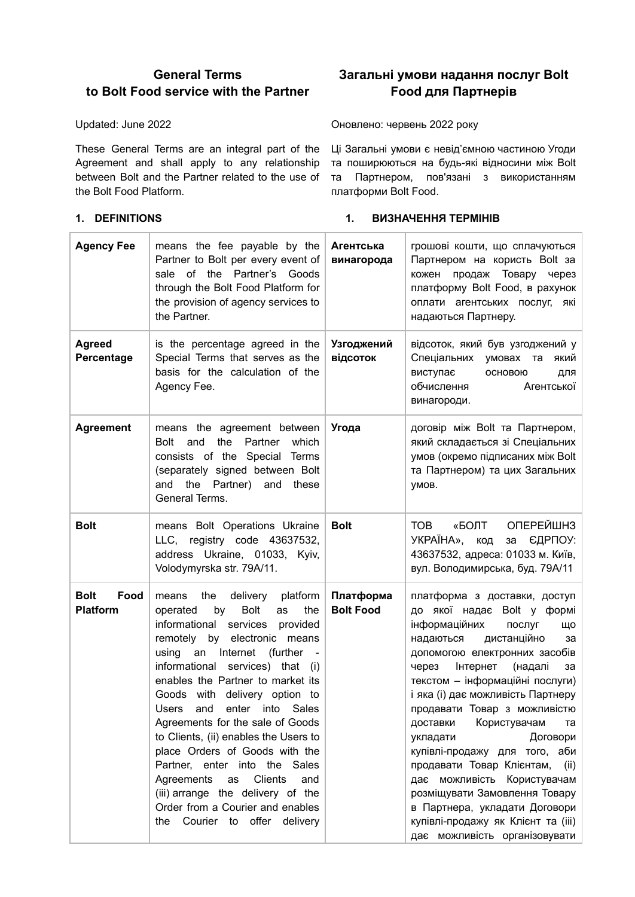| **General Terms to Bolt Food service with the Partner** | **Загальні умови надання послуг Bolt Food для Партнерів** |
|---|---|
| Updated: June 2022 | Оновлено: червень 2022 року |
| These General Terms are an integral part of the Agreement and shall apply to any relationship between Bolt and the Partner related to the use of the Bolt Food Platform. | Ці Загальні умови є невід'ємною частиною Угоди та поширюються на будь-які відносини між Bolt та Партнером, пов'язані з використанням платформи Bolt Food. |

## 1. DEFINITIONS / 1. ВИЗНАЧЕННЯ ТЕРМІНІВ

| | | | |
|---|---|---|---|
| **Agency Fee** | means the fee payable by the Partner to Bolt per every event of sale of the Partner's Goods through the Bolt Food Platform for the provision of agency services to the Partner. | **Агентська винагорода** | грошові кошти, що сплачуються Партнером на користь Bolt за кожен продаж Товару через платформу Bolt Food, в рахунок оплати агентських послуг, які надаються Партнеру. |
| **Agreed Percentage** | is the percentage agreed in the Special Terms that serves as the basis for the calculation of the Agency Fee. | **Узгоджений відсоток** | відсоток, який був узгоджений у Спеціальних умовах та який виступає основою для обчислення Агентської винагороди. |
| **Agreement** | means the agreement between Bolt and the Partner which consists of the Special Terms (separately signed between Bolt and the Partner) and these General Terms. | **Угода** | договір між Bolt та Партнером, який складається зі Спеціальних умов (окремо підписаних між Bolt та Партнером) та цих Загальних умов. |
| **Bolt** | means Bolt Operations Ukraine LLC, registry code 43637532, address Ukraine, 01033, Kyiv, Volodymyrska str. 79A/11. | **Bolt** | ТОВ «БОЛТ ОПЕРЕЙШНЗ УКРАЇНА», код за ЄДРПОУ: 43637532, адреса: 01033 м. Київ, вул. Володимирська, буд. 79А/11 |
| **Bolt Food Platform** | means the delivery platform operated by Bolt as the informational services provided remotely by electronic means using an Internet (further - informational services) that (i) enables the Partner to market its Goods with delivery option to Users and enter into Sales Agreements for the sale of Goods to Clients, (ii) enables the Users to place Orders of Goods with the Partner, enter into the Sales Agreements as Clients and (iii) arrange the delivery of the Order from a Courier and enables the Courier to offer delivery | **Платформа Bolt Food** | платформа з доставки, доступ до якої надає Bolt у формі інформаційних послуг що надаються дистанційно за допомогою електронних засобів через Інтернет (надалі за текстом – інформаційні послуги) і яка (і) дає можливість Партнеру продавати Товар з можливістю доставки Користувачам та укладати Договори купівлі-продажу для того, аби продавати Товар Клієнтам, (ii) дає можливість Користувачам розміщувати Замовлення Товару в Партнера, укладати Договори купівлі-продажу як Клієнт та (iii) дає можливість організовувати |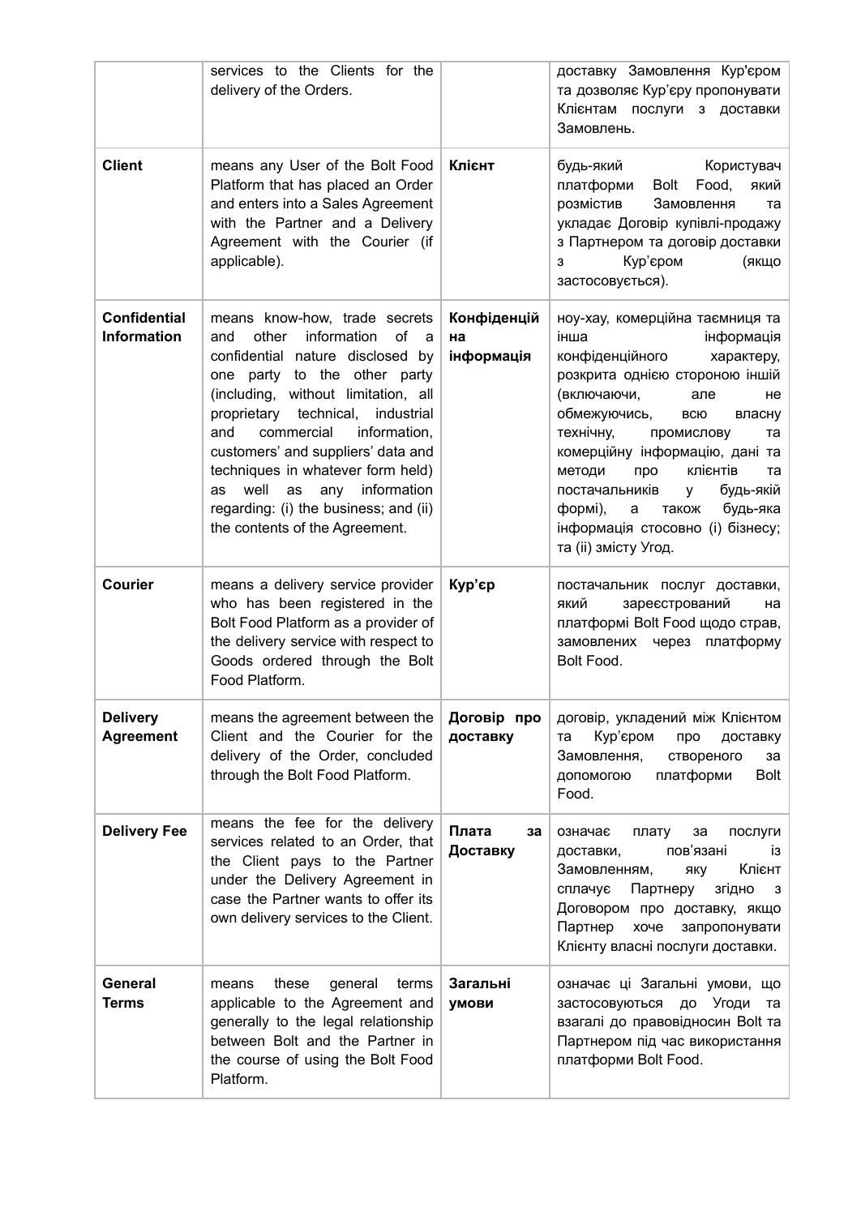| | | | |
|---|---|---|---|
| | services to the Clients for the delivery of the Orders. | | доставку Замовлення Кур'єром та дозволяє Кур'єру пропонувати Клієнтам послуги з доставки Замовлень. |
| **Client** | means any User of the Bolt Food Platform that has placed an Order and enters into a Sales Agreement with the Partner and a Delivery Agreement with the Courier (if applicable). | **Клієнт** | будь-який Користувач платформи Bolt Food, який розмістив Замовлення та укладає Договір купівлі-продажу з Партнером та договір доставки з Кур'єром (якщо застосовується). |
| **Confidential Information** | means know-how, trade secrets and other information of a confidential nature disclosed by one party to the other party (including, without limitation, all proprietary technical, industrial and commercial information, customers' and suppliers' data and techniques in whatever form held) as well as any information regarding: (i) the business; and (ii) the contents of the Agreement. | **Конфіденційна інформація** | ноу-хау, комерційна таємниця та інша інформація конфіденційного характеру, розкрита однією стороною іншій (включаючи, але не обмежуючись, всю власну технічну, промислову та комерційну інформацію, дані та методи про клієнтів та постачальників у будь-якій формі), а також будь-яка інформація стосовно (i) бізнесу; та (ii) змісту Угод. |
| **Courier** | means a delivery service provider who has been registered in the Bolt Food Platform as a provider of the delivery service with respect to Goods ordered through the Bolt Food Platform. | **Кур'єр** | постачальник послуг доставки, який зареєстрований на платформі Bolt Food щодо страв, замовлених через платформу Bolt Food. |
| **Delivery Agreement** | means the agreement between the Client and the Courier for the delivery of the Order, concluded through the Bolt Food Platform. | **Договір про доставку** | договір, укладений між Клієнтом та Кур'єром про доставку Замовлення, створеного за допомогою платформи Bolt Food. |
| **Delivery Fee** | means the fee for the delivery services related to an Order, that the Client pays to the Partner under the Delivery Agreement in case the Partner wants to offer its own delivery services to the Client. | **Плата за Доставку** | означає плату за послуги доставки, пов'язані із Замовленням, яку Клієнт сплачує Партнеру згідно з Договором про доставку, якщо Партнер хоче запропонувати Клієнту власні послуги доставки. |
| **General Terms** | means these general terms applicable to the Agreement and generally to the legal relationship between Bolt and the Partner in the course of using the Bolt Food Platform. | **Загальні умови** | означає ці Загальні умови, що застосовуються до Угоди та взагалі до правовідносин Bolt та Партнером під час використання платформи Bolt Food. |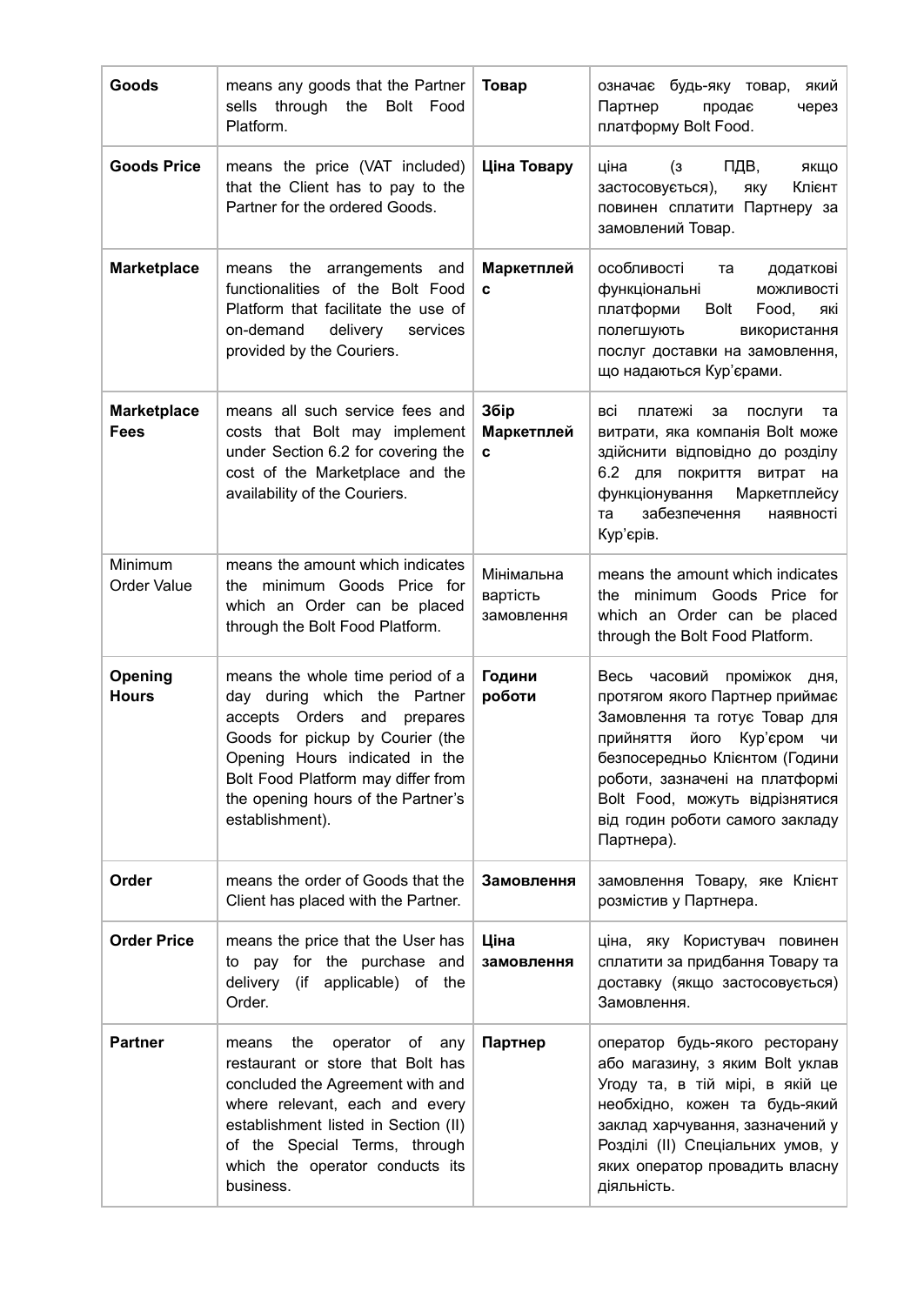| **Goods** | means any goods that the Partner sells through the Bolt Food Platform. | **Товар** | означає будь-яку товар, який Партнер продає через платформу Bolt Food. |
|---|---|---|---|
| **Goods Price** | means the price (VAT included) that the Client has to pay to the Partner for the ordered Goods. | **Ціна Товару** | ціна (з ПДВ, якщо застосовується), яку Клієнт повинен сплатити Партнеру за замовлений Товар. |
| **Marketplace** | means the arrangements and functionalities of the Bolt Food Platform that facilitate the use of on-demand delivery services provided by the Couriers. | **Маркетплейс** | особливості та додаткові функціональні можливості платформи Bolt Food, які полегшують використання послуг доставки на замовлення, що надаються Кур'єрами. |
| **Marketplace Fees** | means all such service fees and costs that Bolt may implement under Section 6.2 for covering the cost of the Marketplace and the availability of the Couriers. | **Збір Маркетплейс** | всі платежі за послуги та витрати, яка компанія Bolt може здійснити відповідно до розділу 6.2 для покриття витрат на функціонування Маркетплейсу та забезпечення наявності Кур'єрів. |
| Minimum Order Value | means the amount which indicates the minimum Goods Price for which an Order can be placed through the Bolt Food Platform. | Мінімальна вартість замовлення | means the amount which indicates the minimum Goods Price for which an Order can be placed through the Bolt Food Platform. |
| **Opening Hours** | means the whole time period of a day during which the Partner accepts Orders and prepares Goods for pickup by Courier (the Opening Hours indicated in the Bolt Food Platform may differ from the opening hours of the Partner's establishment). | **Години роботи** | Весь часовий проміжок дня, протягом якого Партнер приймає Замовлення та готує Товар для прийняття його Кур'єром чи безпосередньо Клієнтом (Години роботи, зазначені на платформі Bolt Food, можуть відрізнятися від годин роботи самого закладу Партнера). |
| **Order** | means the order of Goods that the Client has placed with the Partner. | **Замовлення** | замовлення Товару, яке Клієнт розмістив у Партнера. |
| **Order Price** | means the price that the User has to pay for the purchase and delivery (if applicable) of the Order. | **Ціна замовлення** | ціна, яку Користувач повинен сплатити за придбання Товару та доставку (якщо застосовується) Замовлення. |
| **Partner** | means the operator of any restaurant or store that Bolt has concluded the Agreement with and where relevant, each and every establishment listed in Section (II) of the Special Terms, through which the operator conducts its business. | **Партнер** | оператор будь-якого ресторану або магазину, з яким Bolt уклав Угоду та, в тій мірі, в якій це необхідно, кожен та будь-який заклад харчування, зазначений у Розділі (II) Спеціальних умов, у яких оператор провадить власну діяльність. |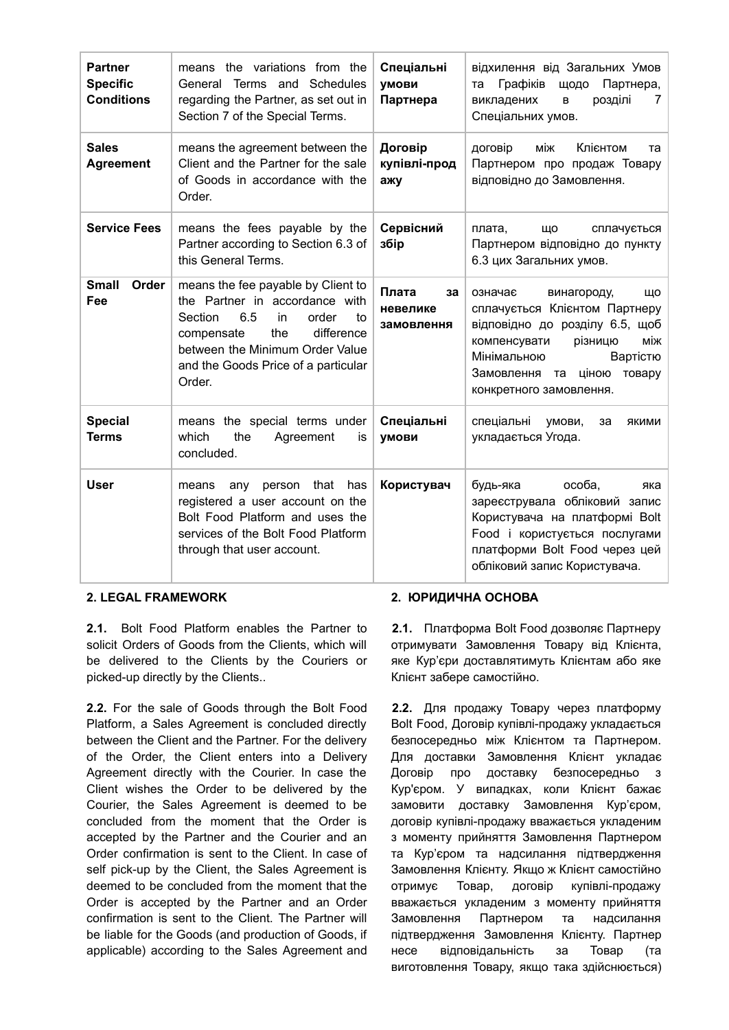| | | | |
|---|---|---|---|
| **Partner Specific Conditions** | means the variations from the General Terms and Schedules regarding the Partner, as set out in Section 7 of the Special Terms. | **Спеціальні умови Партнера** | відхилення від Загальних Умов та Графіків щодо Партнера, викладених в розділі 7 Спеціальних умов. |
| **Sales Agreement** | means the agreement between the Client and the Partner for the sale of Goods in accordance with the Order. | **Договір купівлі-продажу** | договір між Клієнтом та Партнером про продаж Товару відповідно до Замовлення. |
| **Service Fees** | means the fees payable by the Partner according to Section 6.3 of this General Terms. | **Сервісний збір** | плата, що сплачується Партнером відповідно до пункту 6.3 цих Загальних умов. |
| **Small Order Fee** | means the fee payable by Client to the Partner in accordance with Section 6.5 in order to compensate the difference between the Minimum Order Value and the Goods Price of a particular Order. | **Плата за невелике замовлення** | означає винагороду, що сплачується Клієнтом Партнеру відповідно до розділу 6.5, щоб компенсувати різницю між Мінімальною Вартістю Замовлення та ціною товару конкретного замовлення. |
| **Special Terms** | means the special terms under which the Agreement is concluded. | **Спеціальні умови** | спеціальні умови, за якими укладається Угода. |
| **User** | means any person that has registered a user account on the Bolt Food Platform and uses the services of the Bolt Food Platform through that user account. | **Користувач** | будь-яка особа, яка зареєструвала обліковий запис Користувача на платформі Bolt Food і користується послугами платформи Bolt Food через цей обліковий запис Користувача. |

**2. LEGAL FRAMEWORK**

**2.1.** Bolt Food Platform enables the Partner to solicit Orders of Goods from the Clients, which will be delivered to the Clients by the Couriers or picked-up directly by the Clients..

**2.2.** For the sale of Goods through the Bolt Food Platform, a Sales Agreement is concluded directly between the Client and the Partner. For the delivery of the Order, the Client enters into a Delivery Agreement directly with the Courier. In case the Client wishes the Order to be delivered by the Courier, the Sales Agreement is deemed to be concluded from the moment that the Order is accepted by the Partner and the Courier and an Order confirmation is sent to the Client. In case of self pick-up by the Client, the Sales Agreement is deemed to be concluded from the moment that the Order is accepted by the Partner and an Order confirmation is sent to the Client. The Partner will be liable for the Goods (and production of Goods, if applicable) according to the Sales Agreement and

**2. ЮРИДИЧНА ОСНОВА**

**2.1.** Платформа Bolt Food дозволяє Партнеру отримувати Замовлення Товару від Клієнта, яке Кур'єри доставлятимуть Клієнтам або яке Клієнт забере самостійно.

**2.2.** Для продажу Товару через платформу Bolt Food, Договір купівлі-продажу укладається безпосередньо між Клієнтом та Партнером. Для доставки Замовлення Клієнт укладає Договір про доставку безпосередньо з Кур'єром. У випадках, коли Клієнт бажає замовити доставку Замовлення Кур'єром, договір купівлі-продажу вважається укладеним з моменту прийняття Замовлення Партнером та Кур'єром та надсилання підтвердження Замовлення Клієнту. Якщо ж Клієнт самостійно отримує Товар, договір купівлі-продажу вважається укладеним з моменту прийняття Замовлення Партнером та надсилання підтвердження Замовлення Клієнту. Партнер несе відповідальність за Товар (та виготовлення Товару, якщо така здійснюється)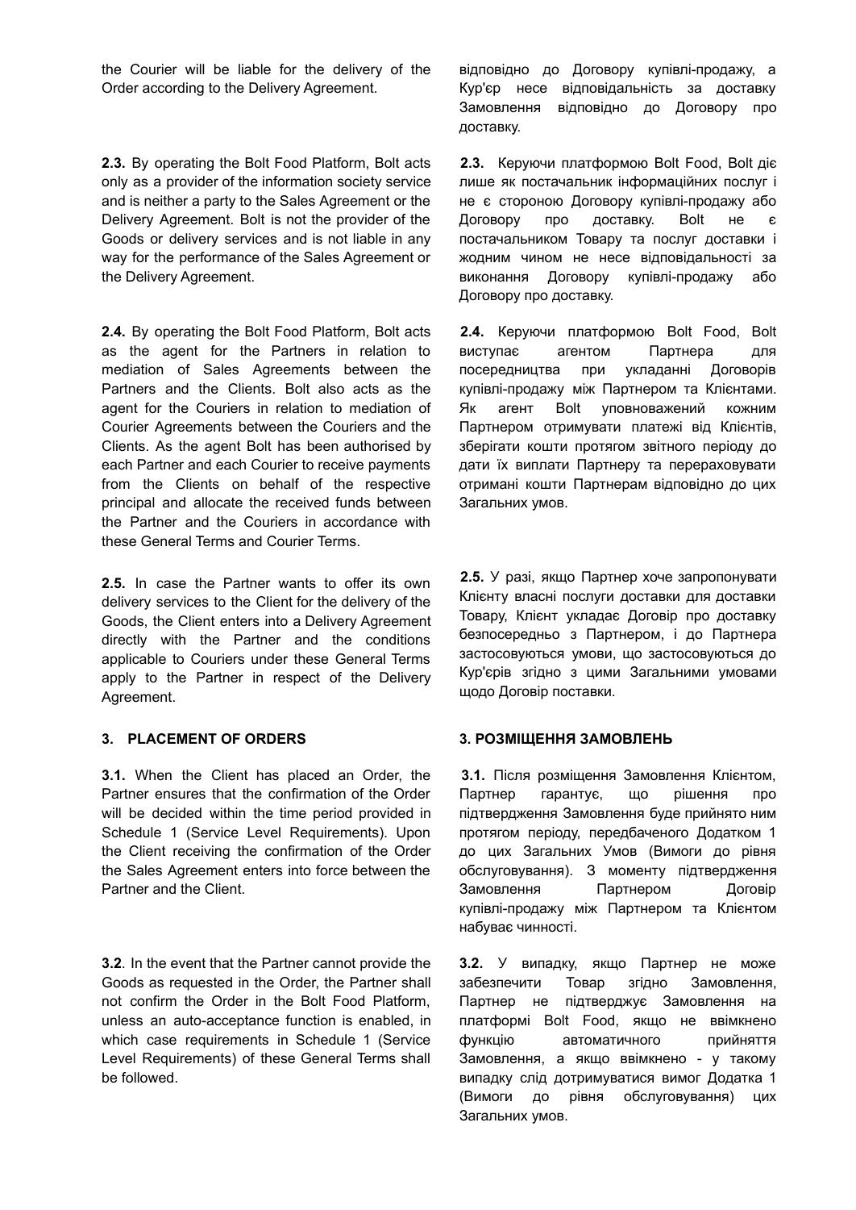the Courier will be liable for the delivery of the Order according to the Delivery Agreement.

відповідно до Договору купівлі-продажу, а Кур'єр несе відповідальність за доставку Замовлення відповідно до Договору про доставку.

**2.3.** By operating the Bolt Food Platform, Bolt acts only as a provider of the information society service and is neither a party to the Sales Agreement or the Delivery Agreement. Bolt is not the provider of the Goods or delivery services and is not liable in any way for the performance of the Sales Agreement or the Delivery Agreement.

**2.3.** Керуючи платформою Bolt Food, Bolt діє лише як постачальник інформаційних послуг і не є стороною Договору купівлі-продажу або Договору про доставку. Bolt не є постачальником Товару та послуг доставки і жодним чином не несе відповідальності за виконання Договору купівлі-продажу або Договору про доставку.

**2.4.** By operating the Bolt Food Platform, Bolt acts as the agent for the Partners in relation to mediation of Sales Agreements between the Partners and the Clients. Bolt also acts as the agent for the Couriers in relation to mediation of Courier Agreements between the Couriers and the Clients. As the agent Bolt has been authorised by each Partner and each Courier to receive payments from the Clients on behalf of the respective principal and allocate the received funds between the Partner and the Couriers in accordance with these General Terms and Courier Terms.

**2.4.** Керуючи платформою Bolt Food, Bolt виступає агентом Партнера для посередництва при укладанні Договорів купівлі-продажу між Партнером та Клієнтами. Як агент Bolt уповноважений кожним Партнером отримувати платежі від Клієнтів, зберігати кошти протягом звітного періоду до дати їх виплати Партнеру та перераховувати отримані кошти Партнерам відповідно до цих Загальних умов.

**2.5.** In case the Partner wants to offer its own delivery services to the Client for the delivery of the Goods, the Client enters into a Delivery Agreement directly with the Partner and the conditions applicable to Couriers under these General Terms apply to the Partner in respect of the Delivery Agreement.

**2.5.** У разі, якщо Партнер хоче запропонувати Клієнту власні послуги доставки для доставки Товару, Клієнт укладає Договір про доставку безпосередньо з Партнером, і до Партнера застосовуються умови, що застосовуються до Кур'єрів згідно з цими Загальними умовами щодо Договір поставки.

## 3. PLACEMENT OF ORDERS

## 3. РОЗМІЩЕННЯ ЗАМОВЛЕНЬ

**3.1.** When the Client has placed an Order, the Partner ensures that the confirmation of the Order will be decided within the time period provided in Schedule 1 (Service Level Requirements). Upon the Client receiving the confirmation of the Order the Sales Agreement enters into force between the Partner and the Client.

**3.1.** Після розміщення Замовлення Клієнтом, Партнер гарантує, що рішення про підтвердження Замовлення буде прийнято ним протягом періоду, передбаченого Додатком 1 до цих Загальних Умов (Вимоги до рівня обслуговування). З моменту підтвердження Замовлення Партнером Договір купівлі-продажу між Партнером та Клієнтом набуває чинності.

**3.2**. In the event that the Partner cannot provide the Goods as requested in the Order, the Partner shall not confirm the Order in the Bolt Food Platform, unless an auto-acceptance function is enabled, in which case requirements in Schedule 1 (Service Level Requirements) of these General Terms shall be followed.

**3.2.** У випадку, якщо Партнер не може забезпечити Товар згідно Замовлення, Партнер не підтверджує Замовлення на платформі Bolt Food, якщо не ввімкнено функцію автоматичного прийняття Замовлення, а якщо ввімкнено - у такому випадку слід дотримуватися вимог Додатка 1 (Вимоги до рівня обслуговування) цих Загальних умов.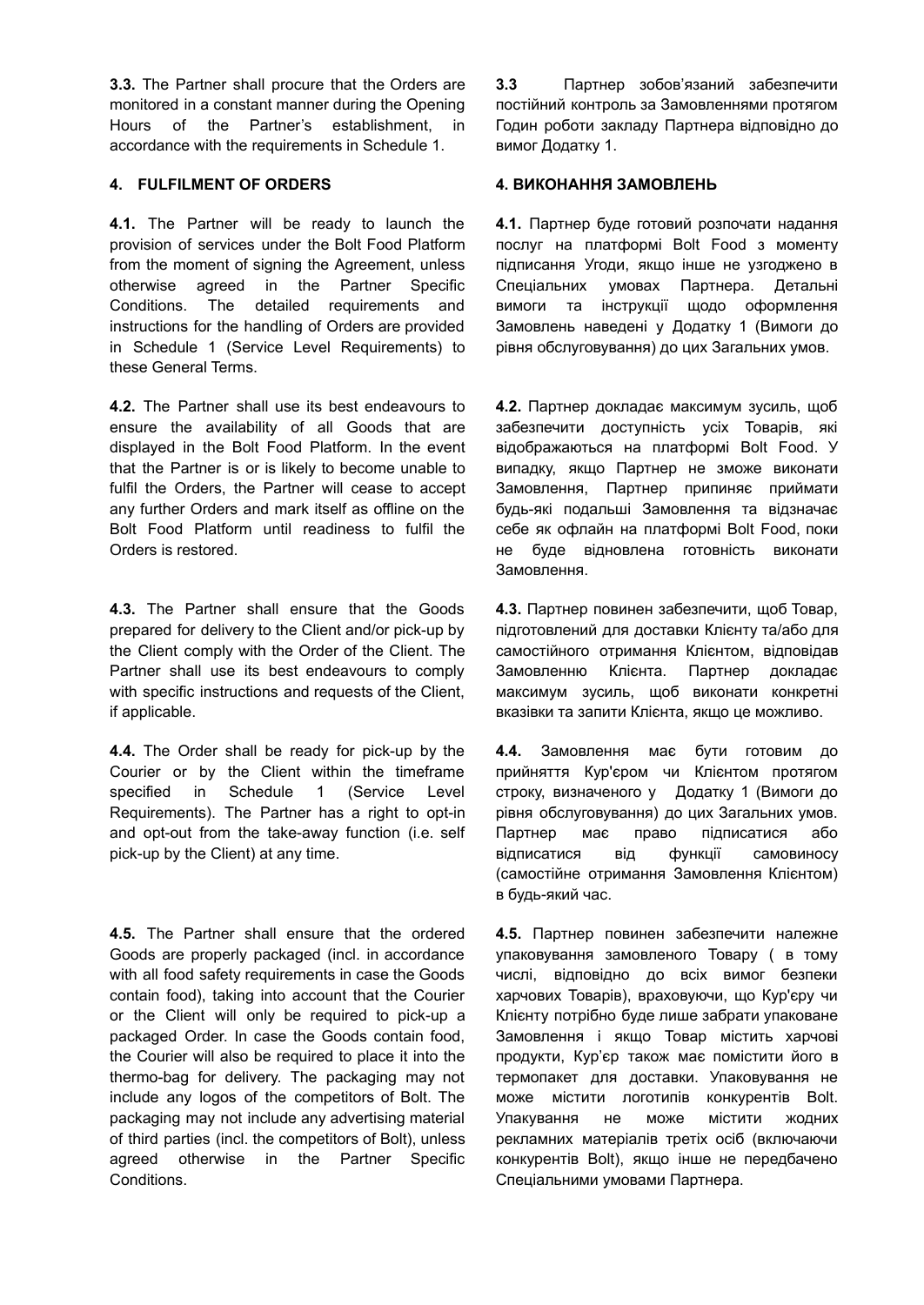**3.3.** The Partner shall procure that the Orders are monitored in a constant manner during the Opening Hours of the Partner's establishment, in accordance with the requirements in Schedule 1.

**3.3** Партнер зобов'язаний забезпечити постійний контроль за Замовленнями протягом Годин роботи закладу Партнера відповідно до вимог Додатку 1.

## 4. FULFILMENT OF ORDERS

## 4. ВИКОНАННЯ ЗАМОВЛЕНЬ

**4.1.** The Partner will be ready to launch the provision of services under the Bolt Food Platform from the moment of signing the Agreement, unless otherwise agreed in the Partner Specific Conditions. The detailed requirements and instructions for the handling of Orders are provided in Schedule 1 (Service Level Requirements) to these General Terms.

**4.1.** Партнер буде готовий розпочати надання послуг на платформі Bolt Food з моменту підписання Угоди, якщо інше не узгоджено в Спеціальних умовах Партнера. Детальні вимоги та інструкції щодо оформлення Замовлень наведені у Додатку 1 (Вимоги до рівня обслуговування) до цих Загальних умов.

**4.2.** The Partner shall use its best endeavours to ensure the availability of all Goods that are displayed in the Bolt Food Platform. In the event that the Partner is or is likely to become unable to fulfil the Orders, the Partner will cease to accept any further Orders and mark itself as offline on the Bolt Food Platform until readiness to fulfil the Orders is restored.

**4.2.** Партнер докладає максимум зусиль, щоб забезпечити доступність усіх Товарів, які відображаються на платформі Bolt Food. У випадку, якщо Партнер не зможе виконати Замовлення, Партнер припиняє приймати будь-які подальші Замовлення та відзначає себе як офлайн на платформі Bolt Food, поки не буде відновлена готовність виконати Замовлення.

**4.3.** The Partner shall ensure that the Goods prepared for delivery to the Client and/or pick-up by the Client comply with the Order of the Client. The Partner shall use its best endeavours to comply with specific instructions and requests of the Client, if applicable.

**4.3.** Партнер повинен забезпечити, щоб Товар, підготовлений для доставки Клієнту та/або для самостійного отримання Клієнтом, відповідав Замовленню Клієнта. Партнер докладає максимум зусиль, щоб виконати конкретні вказівки та запити Клієнта, якщо це можливо.

**4.4.** The Order shall be ready for pick-up by the Courier or by the Client within the timeframe specified in Schedule 1 (Service Level Requirements). The Partner has a right to opt-in and opt-out from the take-away function (i.e. self pick-up by the Client) at any time.

**4.4.** Замовлення має бути готовим до прийняття Кур'єром чи Клієнтом протягом строку, визначеного у Додатку 1 (Вимоги до рівня обслуговування) до цих Загальних умов. Партнер має право підписатися або відписатися від функції самовиносу (самостійне отримання Замовлення Клієнтом) в будь-який час.

**4.5.** The Partner shall ensure that the ordered Goods are properly packaged (incl. in accordance with all food safety requirements in case the Goods contain food), taking into account that the Courier or the Client will only be required to pick-up a packaged Order. In case the Goods contain food, the Courier will also be required to place it into the thermo-bag for delivery. The packaging may not include any logos of the competitors of Bolt. The packaging may not include any advertising material of third parties (incl. the competitors of Bolt), unless agreed otherwise in the Partner Specific Conditions.

**4.5.** Партнер повинен забезпечити належне упаковування замовленого Товару ( в тому числі, відповідно до всіх вимог безпеки харчових Товарів), враховуючи, що Кур'єру чи Клієнту потрібно буде лише забрати упаковане Замовлення і якщо Товар містить харчові продукти, Кур'єр також має помістити його в термопакет для доставки. Упаковування не може містити логотипів конкурентів Bolt. Упакування не може містити жодних рекламних матеріалів третіх осіб (включаючи конкурентів Bolt), якщо інше не передбачено Спеціальними умовами Партнера.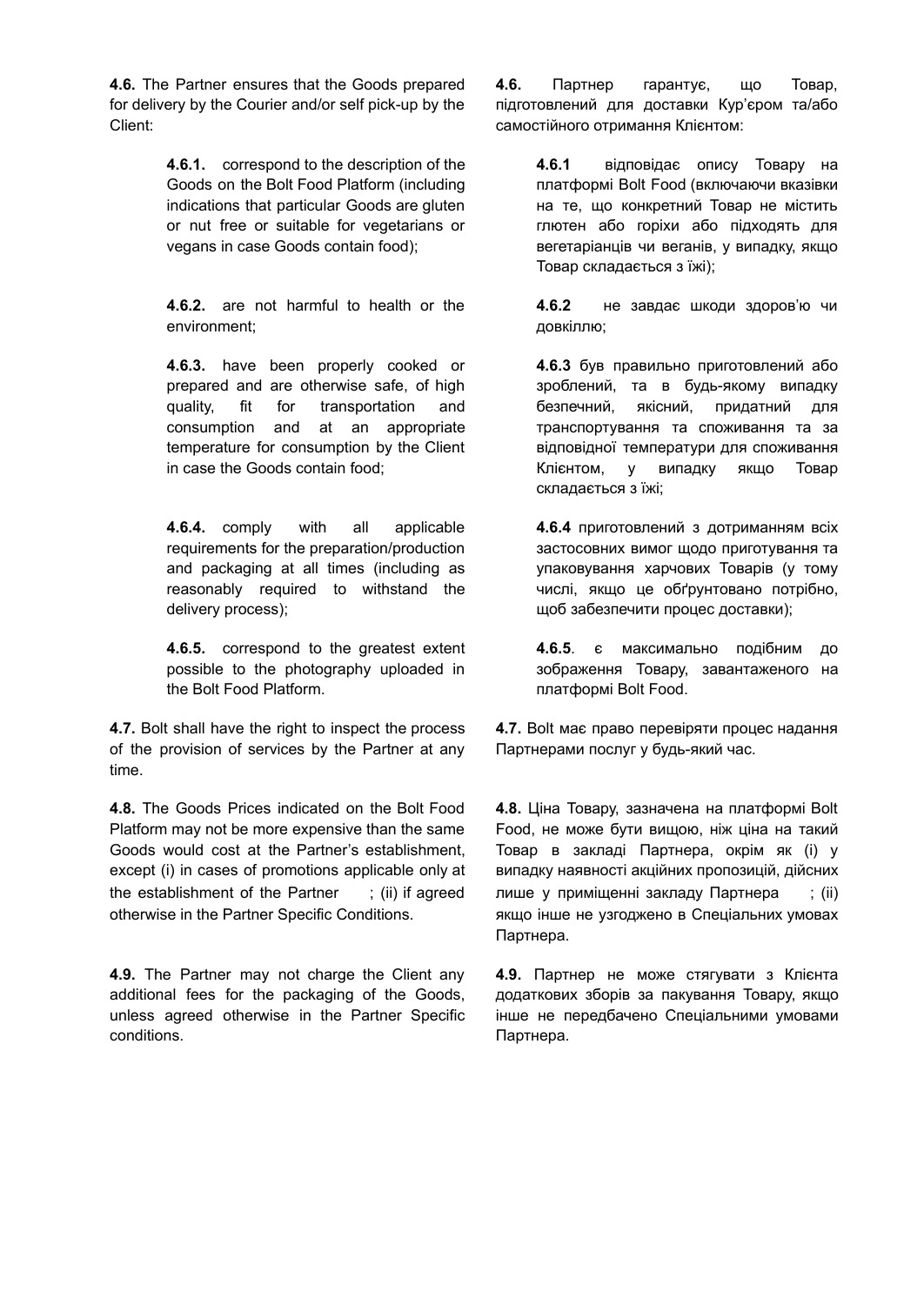**4.6.** The Partner ensures that the Goods prepared for delivery by the Courier and/or self pick-up by the Client:

**4.6.1.** correspond to the description of the Goods on the Bolt Food Platform (including indications that particular Goods are gluten or nut free or suitable for vegetarians or vegans in case Goods contain food);

**4.6.2.** are not harmful to health or the environment;

**4.6.3.** have been properly cooked or prepared and are otherwise safe, of high quality, fit for transportation and consumption and at an appropriate temperature for consumption by the Client in case the Goods contain food;

**4.6.4.** comply with all applicable requirements for the preparation/production and packaging at all times (including as reasonably required to withstand the delivery process);

**4.6.5.** correspond to the greatest extent possible to the photography uploaded in the Bolt Food Platform.

**4.7.** Bolt shall have the right to inspect the process of the provision of services by the Partner at any time.

**4.8.** The Goods Prices indicated on the Bolt Food Platform may not be more expensive than the same Goods would cost at the Partner's establishment, except (i) in cases of promotions applicable only at the establishment of the Partner ; (ii) if agreed otherwise in the Partner Specific Conditions.

**4.9.** The Partner may not charge the Client any additional fees for the packaging of the Goods, unless agreed otherwise in the Partner Specific conditions.

**4.6.** Партнер гарантує, що Товар, підготовлений для доставки Кур'єром та/або самостійного отримання Клієнтом:

**4.6.1** відповідає опису Товару на платформі Bolt Food (включаючи вказівки на те, що конкретний Товар не містить глютен або горіхи або підходять для вегетаріанців чи веганів, у випадку, якщо Товар складається з їжі);

**4.6.2** не завдає шкоди здоров'ю чи довкіллю;

**4.6.3** був правильно приготовлений або зроблений, та в будь-якому випадку безпечний, якісний, придатний для транспортування та споживання та за відповідної температури для споживання Клієнтом, у випадку якщо Товар складається з їжі;

**4.6.4** приготовлений з дотриманням всіх застосовних вимог щодо приготування та упаковування харчових Товарів (у тому числі, якщо це обґрунтовано потрібно, щоб забезпечити процес доставки);

**4.6.5**. є максимально подібним до зображення Товару, завантаженого на платформі Bolt Food.

**4.7.** Bolt має право перевіряти процес надання Партнерами послуг у будь-який час.

**4.8.** Ціна Товару, зазначена на платформі Bolt Food, не може бути вищою, ніж ціна на такий Товар в закладі Партнера, окрім як (і) у випадку наявності акційних пропозицій, дійсних лише у приміщенні закладу Партнера ; (іі) якщо інше не узгоджено в Спеціальних умовах Партнера.

**4.9.** Партнер не може стягувати з Клієнта додаткових зборів за пакування Товару, якщо інше не передбачено Спеціальними умовами Партнера.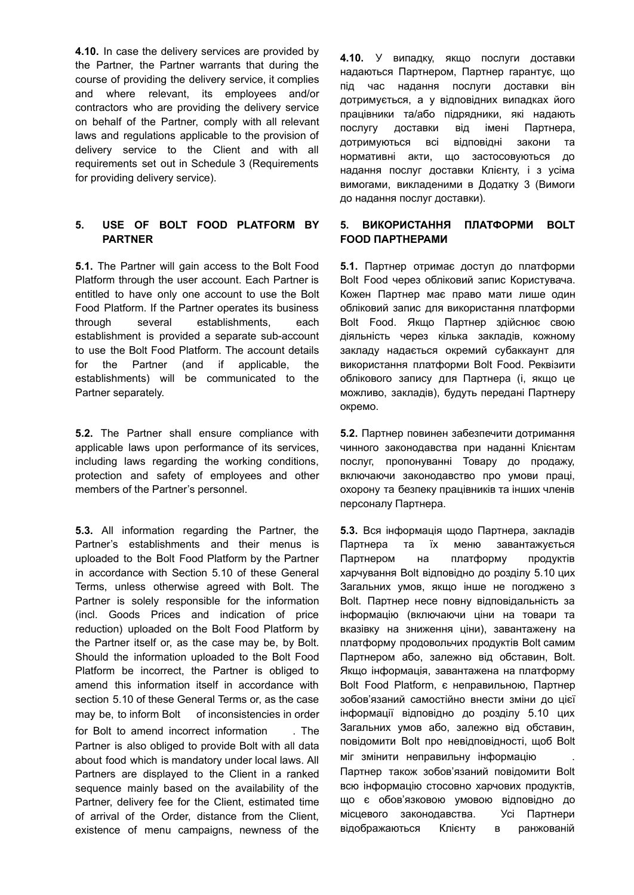**4.10.** In case the delivery services are provided by the Partner, the Partner warrants that during the course of providing the delivery service, it complies and where relevant, its employees and/or contractors who are providing the delivery service on behalf of the Partner, comply with all relevant laws and regulations applicable to the provision of delivery service to the Client and with all requirements set out in Schedule 3 (Requirements for providing delivery service).

**4.10.** У випадку, якщо послуги доставки надаються Партнером, Партнер гарантує, що під час надання послуги доставки він дотримується, а у відповідних випадках його працівники та/або підрядники, які надають послугу доставки від імені Партнера, дотримуються всі відповідні закони та нормативні акти, що застосовуються до надання послуг доставки Клієнту, і з усіма вимогами, викладеними в Додатку 3 (Вимоги до надання послуг доставки).

## 5. USE OF BOLT FOOD PLATFORM BY PARTNER

## 5. ВИКОРИСТАННЯ ПЛАТФОРМИ BOLT FOOD ПАРТНЕРАМИ

**5.1.** The Partner will gain access to the Bolt Food Platform through the user account. Each Partner is entitled to have only one account to use the Bolt Food Platform. If the Partner operates its business through several establishments, each establishment is provided a separate sub-account to use the Bolt Food Platform. The account details for the Partner (and if applicable, the establishments) will be communicated to the Partner separately.

**5.1.** Партнер отримає доступ до платформи Bolt Food через обліковий запис Користувача. Кожен Партнер має право мати лише один обліковий запис для використання платформи Bolt Food. Якщо Партнер здійснює свою діяльність через кілька закладів, кожному закладу надається окремий субаккаунт для використання платформи Bolt Food. Реквізити облікового запису для Партнера (і, якщо це можливо, закладів), будуть передані Партнеру окремо.

**5.2.** The Partner shall ensure compliance with applicable laws upon performance of its services, including laws regarding the working conditions, protection and safety of employees and other members of the Partner's personnel.

**5.2.** Партнер повинен забезпечити дотримання чинного законодавства при наданні Клієнтам послуг, пропонуванні Товару до продажу, включаючи законодавство про умови праці, охорону та безпеку працівників та інших членів персоналу Партнера.

**5.3.** All information regarding the Partner, the Partner's establishments and their menus is uploaded to the Bolt Food Platform by the Partner in accordance with Section 5.10 of these General Terms, unless otherwise agreed with Bolt. The Partner is solely responsible for the information (incl. Goods Prices and indication of price reduction) uploaded on the Bolt Food Platform by the Partner itself or, as the case may be, by Bolt. Should the information uploaded to the Bolt Food Platform be incorrect, the Partner is obliged to amend this information itself in accordance with section 5.10 of these General Terms or, as the case may be, to inform Bolt of inconsistencies in order for Bolt to amend incorrect information . The Partner is also obliged to provide Bolt with all data about food which is mandatory under local laws. All Partners are displayed to the Client in a ranked sequence mainly based on the availability of the Partner, delivery fee for the Client, estimated time of arrival of the Order, distance from the Client, existence of menu campaigns, newness of the

**5.3.** Вся інформація щодо Партнера, закладів Партнера та їх меню завантажується Партнером на платформу продуктів харчування Bolt відповідно до розділу 5.10 цих Загальних умов, якщо інше не погоджено з Bolt. Партнер несе повну відповідальність за інформацію (включаючи ціни на товари та вказівку на зниження ціни), завантажену на платформу продовольчих продуктів Bolt самим Партнером або, залежно від обставин, Bolt. Якщо інформація, завантажена на платформу Bolt Food Platform, є неправильною, Партнер зобов'язаний самостійно внести зміни до цієї інформації відповідно до розділу 5.10 цих Загальних умов або, залежно від обставин, повідомити Bolt про невідповідності, щоб Bolt міг змінити неправильну інформацію . Партнер також зобов'язаний повідомити Bolt всю інформацію стосовно харчових продуктів, що є обов'язковою умовою відповідно до місцевого законодавства. Усі Партнери відображаються Клієнту в ранжованій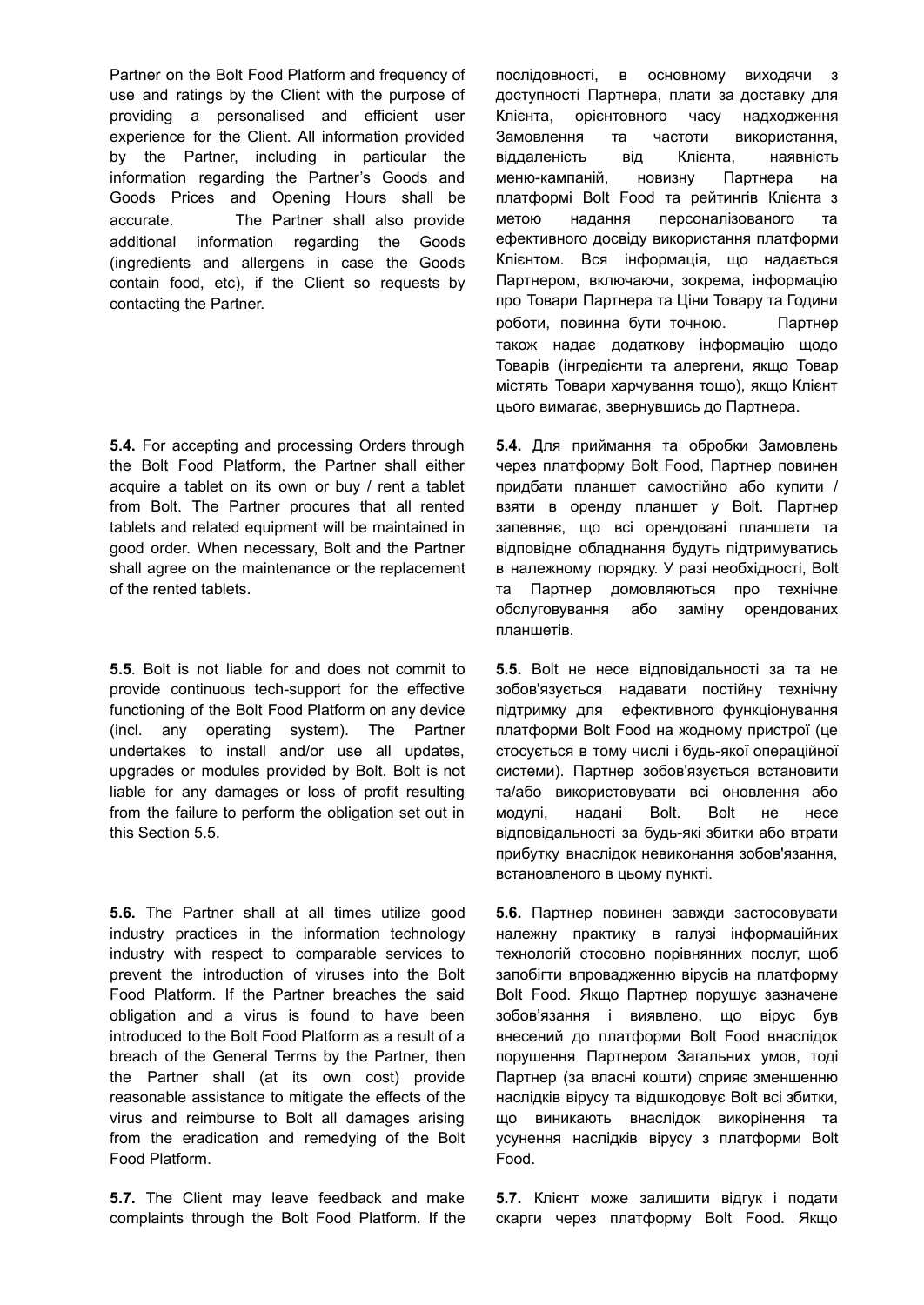Partner on the Bolt Food Platform and frequency of use and ratings by the Client with the purpose of providing a personalised and efficient user experience for the Client. All information provided by the Partner, including in particular the information regarding the Partner's Goods and Goods Prices and Opening Hours shall be accurate. The Partner shall also provide additional information regarding the Goods (ingredients and allergens in case the Goods contain food, etc), if the Client so requests by contacting the Partner.

послідовності, в основному виходячи з доступності Партнера, плати за доставку для Клієнта, орієнтовного часу надходження Замовлення та частоти використання, віддаленість від Клієнта, наявність меню-кампаній, новизну Партнера на платформі Bolt Food та рейтингів Клієнта з метою надання персоналізованого та ефективного досвіду використання платформи Клієнтом. Вся інформація, що надається Партнером, включаючи, зокрема, інформацію про Товари Партнера та Ціни Товару та Години роботи, повинна бути точною. Партнер також надає додаткову інформацію щодо Товарів (інгредієнти та алергени, якщо Товар містять Товари харчування тощо), якщо Клієнт цього вимагає, звернувшись до Партнера.

**5.4.** For accepting and processing Orders through the Bolt Food Platform, the Partner shall either acquire a tablet on its own or buy / rent a tablet from Bolt. The Partner procures that all rented tablets and related equipment will be maintained in good order. When necessary, Bolt and the Partner shall agree on the maintenance or the replacement of the rented tablets.

**5.4.** Для приймання та обробки Замовлень через платформу Bolt Food, Партнер повинен придбати планшет самостійно або купити / взяти в оренду планшет у Bolt. Партнер запевняє, що всі орендовані планшети та відповідне обладнання будуть підтримуватись в належному порядку. У разі необхідності, Bolt та Партнер домовляються про технічне обслуговування або заміну орендованих планшетів.

**5.5**. Bolt is not liable for and does not commit to provide continuous tech-support for the effective functioning of the Bolt Food Platform on any device (incl. any operating system). The Partner undertakes to install and/or use all updates, upgrades or modules provided by Bolt. Bolt is not liable for any damages or loss of profit resulting from the failure to perform the obligation set out in this Section 5.5.

**5.5.** Bolt не несе відповідальності за та не зобов'язується надавати постійну технічну підтримку для ефективного функціонування платформи Bolt Food на жодному пристрої (це стосується в тому числі і будь-якої операційної системи). Партнер зобов'язується встановити та/або використовувати всі оновлення або модулі, надані Bolt. Bolt не несе відповідальності за будь-які збитки або втрати прибутку внаслідок невиконання зобов'язання, встановленого в цьому пункті.

**5.6.** The Partner shall at all times utilize good industry practices in the information technology industry with respect to comparable services to prevent the introduction of viruses into the Bolt Food Platform. If the Partner breaches the said obligation and a virus is found to have been introduced to the Bolt Food Platform as a result of a breach of the General Terms by the Partner, then the Partner shall (at its own cost) provide reasonable assistance to mitigate the effects of the virus and reimburse to Bolt all damages arising from the eradication and remedying of the Bolt Food Platform.

**5.6.** Партнер повинен завжди застосовувати належну практику в галузі інформаційних технологій стосовно порівнянних послуг, щоб запобігти впровадженню вірусів на платформу Bolt Food. Якщо Партнер порушує зазначене зобов'язання і виявлено, що вірус був внесений до платформи Bolt Food внаслідок порушення Партнером Загальних умов, тоді Партнер (за власні кошти) сприяє зменшенню наслідків вірусу та відшкодовує Bolt всі збитки, що виникають внаслідок викорінення та усунення наслідків вірусу з платформи Bolt Food.

**5.7.** The Client may leave feedback and make complaints through the Bolt Food Platform. If the

**5.7.** Клієнт може залишити відгук і подати скарги через платформу Bolt Food. Якщо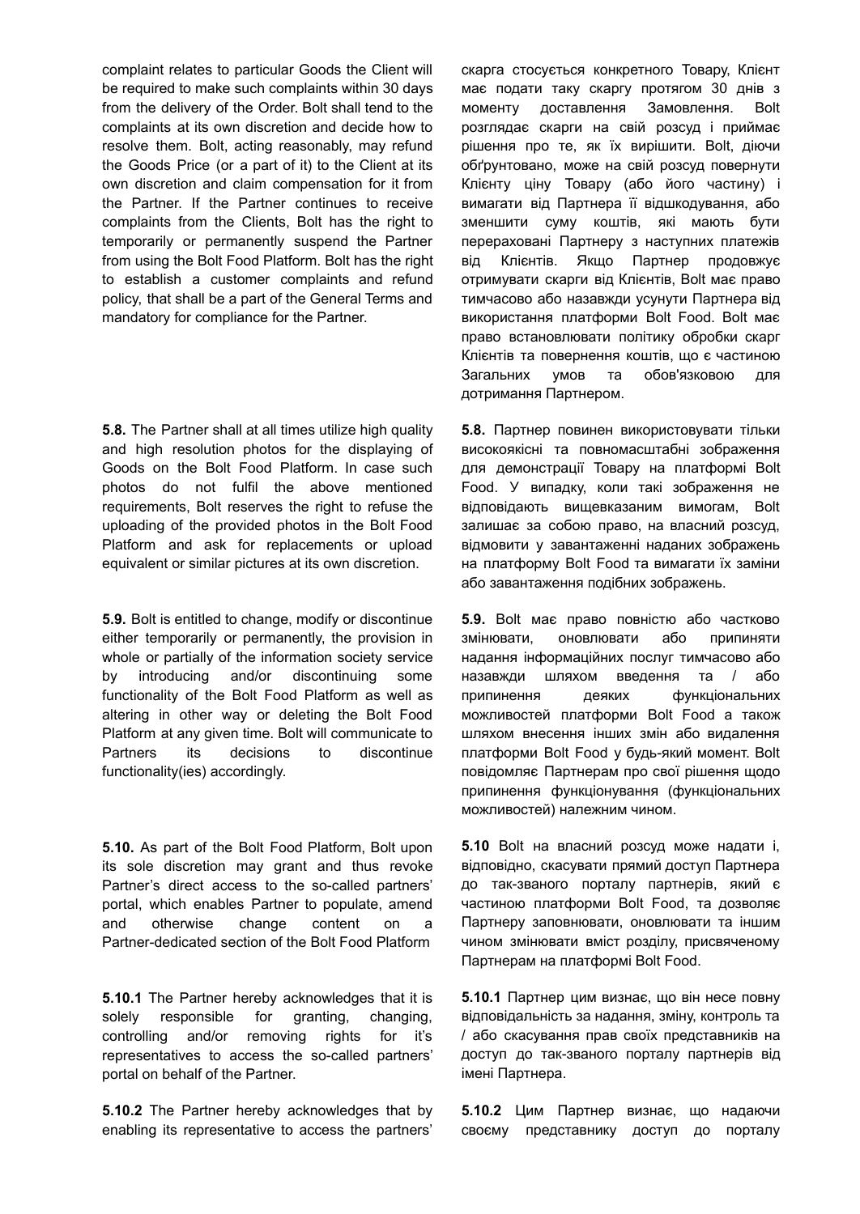complaint relates to particular Goods the Client will be required to make such complaints within 30 days from the delivery of the Order. Bolt shall tend to the complaints at its own discretion and decide how to resolve them. Bolt, acting reasonably, may refund the Goods Price (or a part of it) to the Client at its own discretion and claim compensation for it from the Partner. If the Partner continues to receive complaints from the Clients, Bolt has the right to temporarily or permanently suspend the Partner from using the Bolt Food Platform. Bolt has the right to establish a customer complaints and refund policy, that shall be a part of the General Terms and mandatory for compliance for the Partner.

скарга стосується конкретного Товару, Клієнт має подати таку скаргу протягом 30 днів з моменту доставлення Замовлення. Bolt розглядає скарги на свій розсуд і приймає рішення про те, як їх вирішити. Bolt, діючи обґрунтовано, може на свій розсуд повернути Клієнту ціну Товару (або його частину) і вимагати від Партнера її відшкодування, або зменшити суму коштів, які мають бути перераховані Партнеру з наступних платежів від Клієнтів. Якщо Партнер продовжує отримувати скарги від Клієнтів, Bolt має право тимчасово або назавжди усунути Партнера від використання платформи Bolt Food. Bolt має право встановлювати політику обробки скарг Клієнтів та повернення коштів, що є частиною Загальних умов та обов'язковою для дотримання Партнером.

**5.8.** The Partner shall at all times utilize high quality and high resolution photos for the displaying of Goods on the Bolt Food Platform. In case such photos do not fulfil the above mentioned requirements, Bolt reserves the right to refuse the uploading of the provided photos in the Bolt Food Platform and ask for replacements or upload equivalent or similar pictures at its own discretion.

**5.8.** Партнер повинен використовувати тільки високоякісні та повномасштабні зображення для демонстрації Товару на платформі Bolt Food. У випадку, коли такі зображення не відповідають вищевказаним вимогам, Bolt залишає за собою право, на власний розсуд, відмовити у завантаженні наданих зображень на платформу Bolt Food та вимагати їх заміни або завантаження подібних зображень.

**5.9.** Bolt is entitled to change, modify or discontinue either temporarily or permanently, the provision in whole or partially of the information society service by introducing and/or discontinuing some functionality of the Bolt Food Platform as well as altering in other way or deleting the Bolt Food Platform at any given time. Bolt will communicate to Partners its decisions to discontinue functionality(ies) accordingly.

**5.9.** Bolt має право повністю або частково змінювати, оновлювати або припиняти надання інформаційних послуг тимчасово або назавжди шляхом введення та / або припинення деяких функціональних можливостей платформи Bolt Food а також шляхом внесення інших змін або видалення платформи Bolt Food у будь-який момент. Bolt повідомляє Партнерам про свої рішення щодо припинення функціонування (функціональних можливостей) належним чином.

**5.10.** As part of the Bolt Food Platform, Bolt upon its sole discretion may grant and thus revoke Partner's direct access to the so-called partners' portal, which enables Partner to populate, amend and otherwise change content on a Partner-dedicated section of the Bolt Food Platform

**5.10** Bolt на власний розсуд може надати і, відповідно, скасувати прямий доступ Партнера до так-званого порталу партнерів, який є частиною платформи Bolt Food, та дозволяє Партнеру заповнювати, оновлювати та іншим чином змінювати вміст розділу, присвяченому Партнерам на платформі Bolt Food.

**5.10.1** The Partner hereby acknowledges that it is solely responsible for granting, changing, controlling and/or removing rights for it's representatives to access the so-called partners' portal on behalf of the Partner.

**5.10.1** Партнер цим визнає, що він несе повну відповідальність за надання, зміну, контроль та / або скасування прав своїх представників на доступ до так-званого порталу партнерів від імені Партнера.

**5.10.2** The Partner hereby acknowledges that by enabling its representative to access the partners'

**5.10.2** Цим Партнер визнає, що надаючи своєму представнику доступ до порталу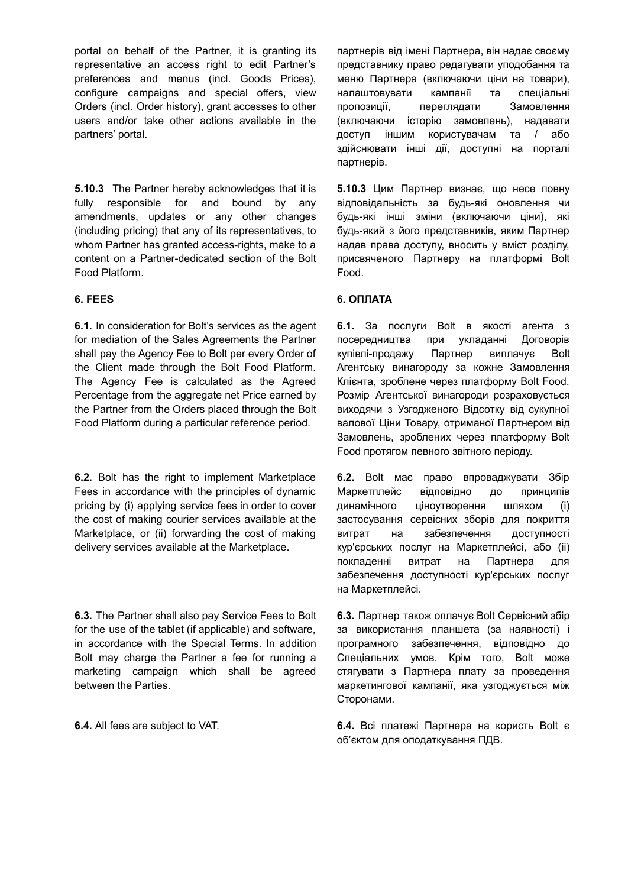portal on behalf of the Partner, it is granting its representative an access right to edit Partner's preferences and menus (incl. Goods Prices), configure campaigns and special offers, view Orders (incl. Order history), grant accesses to other users and/or take other actions available in the partners' portal.

партнерів від імені Партнера, він надає своєму представнику право редагувати уподобання та меню Партнера (включаючи ціни на товари), налаштовувати кампанії та спеціальні пропозиції, переглядати Замовлення (включаючи історію замовлень), надавати доступ іншим користувачам та / або здійснювати інші дії, доступні на порталі партнерів.

**5.10.3** The Partner hereby acknowledges that it is fully responsible for and bound by any amendments, updates or any other changes (including pricing) that any of its representatives, to whom Partner has granted access-rights, make to a content on a Partner-dedicated section of the Bolt Food Platform.

**5.10.3** Цим Партнер визнає, що несе повну відповідальність за будь-які оновлення чи будь-які інші зміни (включаючи ціни), які будь-який з його представників, яким Партнер надав права доступу, вносить у вміст розділу, присвяченого Партнеру на платформі Bolt Food.

## 6. FEES

## 6. ОПЛАТА

**6.1.** In consideration for Bolt's services as the agent for mediation of the Sales Agreements the Partner shall pay the Agency Fee to Bolt per every Order of the Client made through the Bolt Food Platform. The Agency Fee is calculated as the Agreed Percentage from the aggregate net Price earned by the Partner from the Orders placed through the Bolt Food Platform during a particular reference period.

**6.1.** За послуги Bolt в якості агента з посередництва при укладанні Договорів купівлі-продажу Партнер виплачує Bolt Агентську винагороду за кожне Замовлення Клієнта, зроблене через платформу Bolt Food. Розмір Агентської винагороди розраховується виходячи з Узгодженого Відсотку від сукупної валової Ціни Товару, отриманої Партнером від Замовлень, зроблених через платформу Bolt Food протягом певного звітного періоду.

**6.2.** Bolt has the right to implement Marketplace Fees in accordance with the principles of dynamic pricing by (i) applying service fees in order to cover the cost of making courier services available at the Marketplace, or (ii) forwarding the cost of making delivery services available at the Marketplace.

**6.2.** Bolt має право впроваджувати Збір Маркетплейс відповідно до принципів динамічного ціноутворення шляхом (i) застосування сервісних зборів для покриття витрат на забезпечення доступності кур'єрських послуг на Маркетплейсі, або (ii) покладенні витрат на Партнера для забезпечення доступності кур'єрських послуг на Маркетплейсі.

**6.3.** The Partner shall also pay Service Fees to Bolt for the use of the tablet (if applicable) and software, in accordance with the Special Terms. In addition Bolt may charge the Partner a fee for running a marketing campaign which shall be agreed between the Parties.

**6.3.** Партнер також оплачує Bolt Сервісний збір за використання планшета (за наявності) і програмного забезпечення, відповідно до Спеціальних умов. Крім того, Bolt може стягувати з Партнера плату за проведення маркетингової кампанії, яка узгоджується між Сторонами.

**6.4.** All fees are subject to VAT.

**6.4.** Всі платежі Партнера на користь Bolt є об'єктом для оподаткування ПДВ.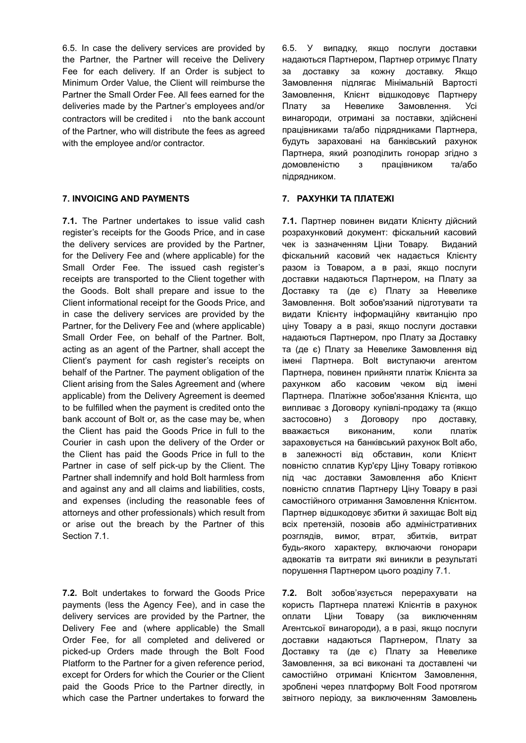6.5. In case the delivery services are provided by the Partner, the Partner will receive the Delivery Fee for each delivery. If an Order is subject to Minimum Order Value, the Client will reimburse the Partner the Small Order Fee. All fees earned for the deliveries made by the Partner's employees and/or contractors will be credited into the bank account of the Partner, who will distribute the fees as agreed with the employee and/or contractor.

6.5. У випадку, якщо послуги доставки надаються Партнером, Партнер отримує Плату за доставку за кожну доставку. Якщо Замовлення підлягає Мінімальній Вартості Замовлення, Клієнт відшкодовує Партнеру Плату за Невелике Замовлення. Усі винагороди, отримані за поставки, здійснені працівниками та/або підрядниками Партнера, будуть зараховані на банківський рахунок Партнера, який розподілить гонорар згідно з домовленістю з працівником та/або підрядником.

**7. INVOICING AND PAYMENTS**

**7. РАХУНКИ ТА ПЛАТЕЖІ**

**7.1.** The Partner undertakes to issue valid cash register's receipts for the Goods Price, and in case the delivery services are provided by the Partner, for the Delivery Fee and (where applicable) for the Small Order Fee. The issued cash register's receipts are transported to the Client together with the Goods. Bolt shall prepare and issue to the Client informational receipt for the Goods Price, and in case the delivery services are provided by the Partner, for the Delivery Fee and (where applicable) Small Order Fee, on behalf of the Partner. Bolt, acting as an agent of the Partner, shall accept the Client's payment for cash register's receipts on behalf of the Partner. The payment obligation of the Client arising from the Sales Agreement and (where applicable) from the Delivery Agreement is deemed to be fulfilled when the payment is credited onto the bank account of Bolt or, as the case may be, when the Client has paid the Goods Price in full to the Courier in cash upon the delivery of the Order or the Client has paid the Goods Price in full to the Partner in case of self pick-up by the Client. The Partner shall indemnify and hold Bolt harmless from and against any and all claims and liabilities, costs, and expenses (including the reasonable fees of attorneys and other professionals) which result from or arise out the breach by the Partner of this Section 7.1.

**7.1.** Партнер повинен видати Клієнту дійсний розрахунковий документ: фіскальний касовий чек із зазначенням Ціни Товару. Виданий фіскальний касовий чек надається Клієнту разом із Товаром, а в разі, якщо послуги доставки надаються Партнером, на Плату за Доставку та (де є) Плату за Невелике Замовлення. Bolt зобов'язаний підготувати та видати Клієнту інформаційну квитанцію про ціну Товару а в разі, якщо послуги доставки надаються Партнером, про Плату за Доставку та (де є) Плату за Невелике Замовлення від імені Партнера. Bolt виступаючи агентом Партнера, повинен прийняти платіж Клієнта за рахунком або касовим чеком від імені Партнера. Платіжне зобов'язання Клієнта, що випливає з Договору купівлі-продажу та (якщо застосовно) з Договору про доставку, вважається виконаним, коли платіж зараховується на банківський рахунок Bolt або, в залежності від обставин, коли Клієнт повністю сплатив Кур'єру Ціну Товару готівкою під час доставки Замовлення або Клієнт повністю сплатив Партнеру Ціну Товару в разі самостійного отримання Замовлення Клієнтом. Партнер відшкодовує збитки й захищає Bolt від всіх претензій, позовів або адміністративних розглядів, вимог, втрат, збитків, витрат будь-якого характеру, включаючи гонорари адвокатів та витрати які виникли в результаті порушення Партнером цього розділу 7.1.

**7.2.** Bolt undertakes to forward the Goods Price payments (less the Agency Fee), and in case the delivery services are provided by the Partner, the Delivery Fee and (where applicable) the Small Order Fee, for all completed and delivered or picked-up Orders made through the Bolt Food Platform to the Partner for a given reference period, except for Orders for which the Courier or the Client paid the Goods Price to the Partner directly, in which case the Partner undertakes to forward the

**7.2.** Bolt зобов'язується перерахувати на користь Партнера платежі Клієнтів в рахунок оплати Ціни Товару (за виключенням Агентської винагороди), а в разі, якщо послуги доставки надаються Партнером, Плату за Доставку та (де є) Плату за Невелике Замовлення, за всі виконані та доставлені чи самостійно отримані Клієнтом Замовлення, зроблені через платформу Bolt Food протягом звітного періоду, за виключенням Замовлень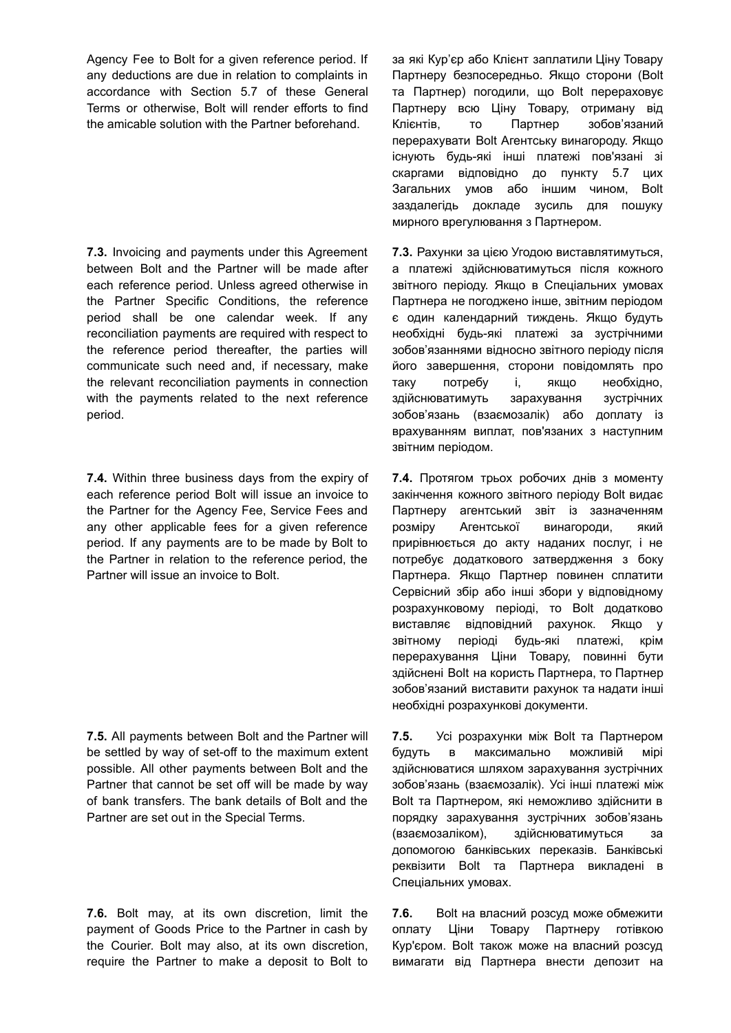Agency Fee to Bolt for a given reference period. If any deductions are due in relation to complaints in accordance with Section 5.7 of these General Terms or otherwise, Bolt will render efforts to find the amicable solution with the Partner beforehand.

за які Кур'єр або Клієнт заплатили Ціну Товару Партнеру безпосередньо. Якщо сторони (Bolt та Партнер) погодили, що Bolt перераховує Партнеру всю Ціну Товару, отриману від Клієнтів, то Партнер зобов'язаний перерахувати Bolt Агентську винагороду. Якщо існують будь-які інші платежі пов'язані зі скаргами відповідно до пункту 5.7 цих Загальних умов або іншим чином, Bolt заздалегідь докладе зусиль для пошуку мирного врегулювання з Партнером.

**7.3.** Invoicing and payments under this Agreement between Bolt and the Partner will be made after each reference period. Unless agreed otherwise in the Partner Specific Conditions, the reference period shall be one calendar week. If any reconciliation payments are required with respect to the reference period thereafter, the parties will communicate such need and, if necessary, make the relevant reconciliation payments in connection with the payments related to the next reference period.

**7.3.** Рахунки за цією Угодою виставлятимуться, а платежі здійснюватимуться після кожного звітного періоду. Якщо в Спеціальних умовах Партнера не погоджено інше, звітним періодом є один календарний тиждень. Якщо будуть необхідні будь-які платежі за зустрічними зобов'язаннями відносно звітного періоду після його завершення, сторони повідомлять про таку потребу і, якщо необхідно, здійснюватимуть зарахування зустрічних зобов'язань (взаємозалік) або доплату із врахуванням виплат, пов'язаних з наступним звітним періодом.

**7.4.** Within three business days from the expiry of each reference period Bolt will issue an invoice to the Partner for the Agency Fee, Service Fees and any other applicable fees for a given reference period. If any payments are to be made by Bolt to the Partner in relation to the reference period, the Partner will issue an invoice to Bolt.

**7.4.** Протягом трьох робочих днів з моменту закінчення кожного звітного періоду Bolt видає Партнеру агентський звіт із зазначенням розміру Агентської винагороди, який прирівнюється до акту наданих послуг, і не потребує додаткового затвердження з боку Партнера. Якщо Партнер повинен сплатити Сервісний збір або інші збори у відповідному розрахунковому періоді, то Bolt додатково виставляє відповідний рахунок. Якщо у звітному періоді будь-які платежі, крім перерахування Ціни Товару, повинні бути здійснені Bolt на користь Партнера, то Партнер зобов'язаний виставити рахунок та надати інші необхідні розрахункові документи.

**7.5.** All payments between Bolt and the Partner will be settled by way of set-off to the maximum extent possible. All other payments between Bolt and the Partner that cannot be set off will be made by way of bank transfers. The bank details of Bolt and the Partner are set out in the Special Terms.

**7.5.** Усі розрахунки між Bolt та Партнером будуть в максимально можливій мірі здійснюватися шляхом зарахування зустрічних зобов'язань (взаємозалік). Усі інші платежі між Bolt та Партнером, які неможливо здійснити в порядку зарахування зустрічних зобов'язань (взаємозаліком), здійснюватимуться за допомогою банківських переказів. Банківські реквізити Bolt та Партнера викладені в Спеціальних умовах.

**7.6.** Bolt may, at its own discretion, limit the payment of Goods Price to the Partner in cash by the Courier. Bolt may also, at its own discretion, require the Partner to make a deposit to Bolt to

**7.6.** Bolt на власний розсуд може обмежити оплату Ціни Товару Партнеру готівкою Кур'єром. Bolt також може на власний розсуд вимагати від Партнера внести депозит на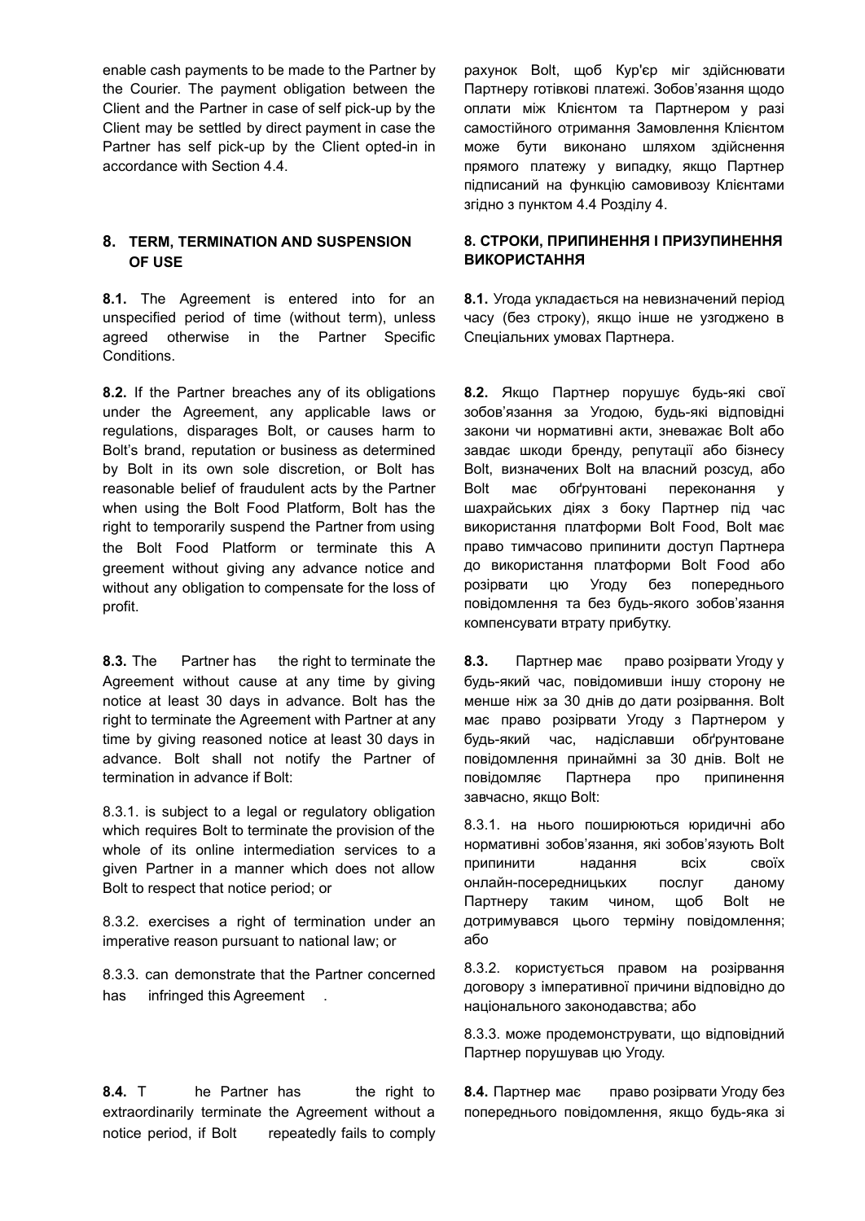enable cash payments to be made to the Partner by the Courier. The payment obligation between the Client and the Partner in case of self pick-up by the Client may be settled by direct payment in case the Partner has self pick-up by the Client opted-in in accordance with Section 4.4.

рахунок Bolt, щоб Кур'єр міг здійснювати Партнеру готівкові платежі. Зобов'язання щодо оплати між Клієнтом та Партнером у разі самостійного отримання Замовлення Клієнтом може бути виконано шляхом здійснення прямого платежу у випадку, якщо Партнер підписаний на функцію самовивозу Клієнтами згідно з пунктом 4.4 Розділу 4.

## 8. TERM, TERMINATION AND SUSPENSION OF USE

## 8. СТРОКИ, ПРИПИНЕННЯ І ПРИЗУПИНЕННЯ ВИКОРИСТАННЯ

**8.1.** The Agreement is entered into for an unspecified period of time (without term), unless agreed otherwise in the Partner Specific Conditions.

**8.1.** Угода укладається на невизначений період часу (без строку), якщо інше не узгоджено в Спеціальних умовах Партнера.

**8.2.** If the Partner breaches any of its obligations under the Agreement, any applicable laws or regulations, disparages Bolt, or causes harm to Bolt's brand, reputation or business as determined by Bolt in its own sole discretion, or Bolt has reasonable belief of fraudulent acts by the Partner when using the Bolt Food Platform, Bolt has the right to temporarily suspend the Partner from using the Bolt Food Platform or terminate this A greement without giving any advance notice and without any obligation to compensate for the loss of profit.

**8.2.** Якщо Партнер порушує будь-які свої зобов'язання за Угодою, будь-які відповідні закони чи нормативні акти, зневажає Bolt або завдає шкоди бренду, репутації або бізнесу Bolt, визначених Bolt на власний розсуд, або Bolt має обґрунтовані переконання у шахрайських діях з боку Партнер під час використання платформи Bolt Food, Bolt має право тимчасово припинити доступ Партнера до використання платформи Bolt Food або розірвати цю Угоду без попереднього повідомлення та без будь-якого зобов'язання компенсувати втрату прибутку.

**8.3.** The Partner has the right to terminate the Agreement without cause at any time by giving notice at least 30 days in advance. Bolt has the right to terminate the Agreement with Partner at any time by giving reasoned notice at least 30 days in advance. Bolt shall not notify the Partner of termination in advance if Bolt:

8.3.1. is subject to a legal or regulatory obligation which requires Bolt to terminate the provision of the whole of its online intermediation services to a given Partner in a manner which does not allow Bolt to respect that notice period; or

8.3.2. exercises a right of termination under an imperative reason pursuant to national law; or

8.3.3. can demonstrate that the Partner concerned has infringed this Agreement .

**8.3.** Партнер має право розірвати Угоду у будь-який час, повідомивши іншу сторону не менше ніж за 30 днів до дати розірвання. Bolt має право розірвати Угоду з Партнером у будь-який час, надіславши обґрунтоване повідомлення принаймні за 30 днів. Bolt не повідомляє Партнера про припинення завчасно, якщо Bolt:

8.3.1. на нього поширюються юридичні або нормативні зобов'язання, які зобов'язують Bolt припинити надання всіх своїх онлайн-посередницьких послуг даному Партнеру таким чином, щоб Bolt не дотримувався цього терміну повідомлення; або

8.3.2. користується правом на розірвання договору з імперативної причини відповідно до національного законодавства; або

8.3.3. може продемонструвати, що відповідний Партнер порушував цю Угоду.

**8.4.** T he Partner has the right to extraordinarily terminate the Agreement without a notice period, if Bolt repeatedly fails to comply

**8.4.** Партнер має право розірвати Угоду без попереднього повідомлення, якщо будь-яка зі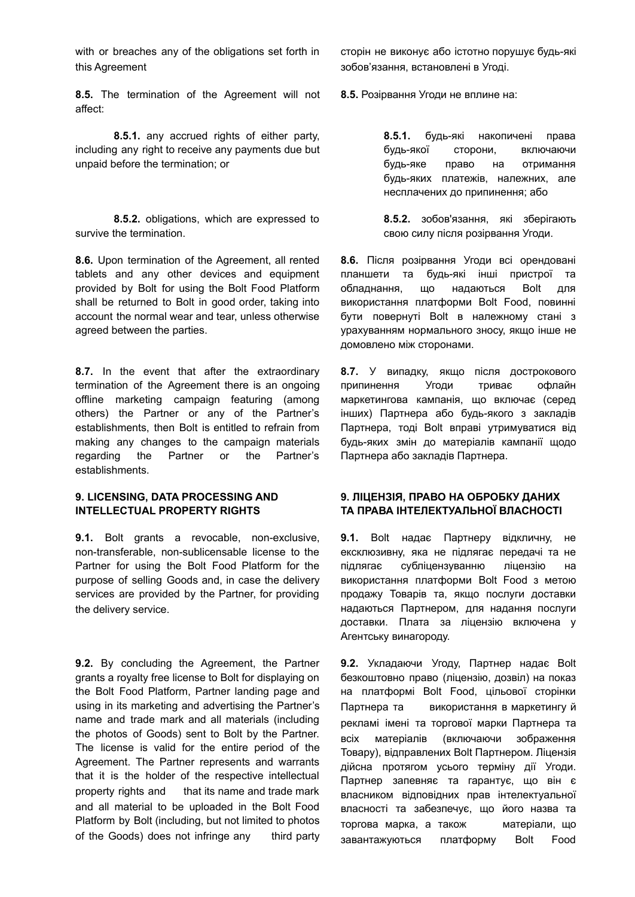with or breaches any of the obligations set forth in this Agreement

сторін не виконує або істотно порушує будь-які зобов'язання, встановлені в Угоді.

**8.5.** The termination of the Agreement will not affect:

**8.5.** Розірвання Угоди не вплине на:

**8.5.1.** any accrued rights of either party, including any right to receive any payments due but unpaid before the termination; or

**8.5.1.** будь-які накопичені права будь-якої сторони, включаючи будь-яке право на отримання будь-яких платежів, належних, але несплачених до припинення; або

**8.5.2.** obligations, which are expressed to survive the termination.

**8.5.2.** зобов'язання, які зберігають свою силу після розірвання Угоди.

**8.6.** Upon termination of the Agreement, all rented tablets and any other devices and equipment provided by Bolt for using the Bolt Food Platform shall be returned to Bolt in good order, taking into account the normal wear and tear, unless otherwise agreed between the parties.

**8.6.** Після розірвання Угоди всі орендовані планшети та будь-які інші пристрої та обладнання, що надаються Bolt для використання платформи Bolt Food, повинні бути повернуті Bolt в належному стані з урахуванням нормального зносу, якщо інше не домовлено між сторонами.

**8.7.** In the event that after the extraordinary termination of the Agreement there is an ongoing offline marketing campaign featuring (among others) the Partner or any of the Partner's establishments, then Bolt is entitled to refrain from making any changes to the campaign materials regarding the Partner or the Partner's establishments.

**8.7.** У випадку, якщо після дострокового припинення Угоди триває офлайн маркетингова кампанія, що включає (серед інших) Партнера або будь-якого з закладів Партнера, тоді Bolt вправі утримуватися від будь-яких змін до матеріалів кампанії щодо Партнера або закладів Партнера.

## 9. LICENSING, DATA PROCESSING AND INTELLECTUAL PROPERTY RIGHTS

## 9. ЛІЦЕНЗІЯ, ПРАВО НА ОБРОБКУ ДАНИХ ТА ПРАВА ІНТЕЛЕКТУАЛЬНОЇ ВЛАСНОСТІ

**9.1.** Bolt grants a revocable, non-exclusive, non-transferable, non-sublicensable license to the Partner for using the Bolt Food Platform for the purpose of selling Goods and, in case the delivery services are provided by the Partner, for providing the delivery service.

**9.1.** Bolt надає Партнеру відкличну, не ексклюзивну, яка не підлягає передачі та не підлягає субліцензуванню ліцензію на використання платформи Bolt Food з метою продажу Товарів та, якщо послуги доставки надаються Партнером, для надання послуги доставки. Плата за ліцензію включена у Агентську винагороду.

**9.2.** By concluding the Agreement, the Partner grants a royalty free license to Bolt for displaying on the Bolt Food Platform, Partner landing page and using in its marketing and advertising the Partner's name and trade mark and all materials (including the photos of Goods) sent to Bolt by the Partner. The license is valid for the entire period of the Agreement. The Partner represents and warrants that it is the holder of the respective intellectual property rights and that its name and trade mark and all material to be uploaded in the Bolt Food Platform by Bolt (including, but not limited to photos of the Goods) does not infringe any third party

**9.2.** Укладаючи Угоду, Партнер надає Bolt безкоштовно право (ліцензію, дозвіл) на показ на платформі Bolt Food, цільової сторінки Партнера та використання в маркетингу й рекламі імені та торгової марки Партнера та всіх матеріалів (включаючи зображення Товару), відправлених Bolt Партнером. Ліцензія дійсна протягом усього терміну дії Угоди. Партнер запевняє та гарантує, що він є власником відповідних прав інтелектуальної власності та забезпечує, що його назва та торгова марка, а також матеріали, що завантажуються платформу Bolt Food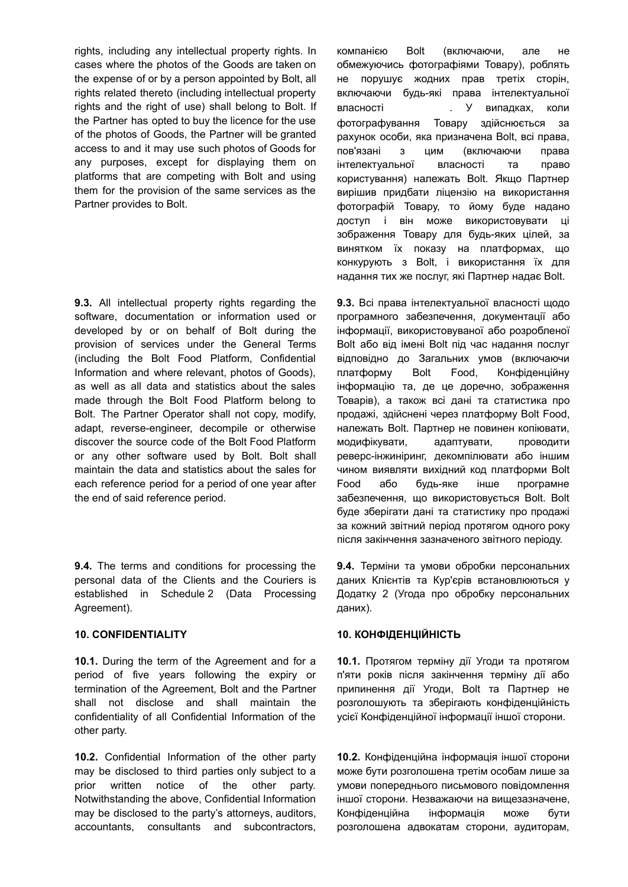rights, including any intellectual property rights. In cases where the photos of the Goods are taken on the expense of or by a person appointed by Bolt, all rights related thereto (including intellectual property rights and the right of use) shall belong to Bolt. If the Partner has opted to buy the licence for the use of the photos of Goods, the Partner will be granted access to and it may use such photos of Goods for any purposes, except for displaying them on platforms that are competing with Bolt and using them for the provision of the same services as the Partner provides to Bolt.

компанією Bolt (включаючи, але не обмежуючись фотографіями Товару), роблять не порушує жодних прав третіх сторін, включаючи будь-які права інтелектуальної власності . У випадках, коли фотографування Товару здійснюється за рахунок особи, яка призначена Bolt, всі права, пов'язані з цим (включаючи права інтелектуальної власності та право користування) належать Bolt. Якщо Партнер вирішив придбати ліцензію на використання фотографій Товару, то йому буде надано доступ і він може використовувати ці зображення Товару для будь-яких цілей, за винятком їх показу на платформах, що конкурують з Bolt, і використання їх для надання тих же послуг, які Партнер надає Bolt.

**9.3.** All intellectual property rights regarding the software, documentation or information used or developed by or on behalf of Bolt during the provision of services under the General Terms (including the Bolt Food Platform, Confidential Information and where relevant, photos of Goods), as well as all data and statistics about the sales made through the Bolt Food Platform belong to Bolt. The Partner Operator shall not copy, modify, adapt, reverse-engineer, decompile or otherwise discover the source code of the Bolt Food Platform or any other software used by Bolt. Bolt shall maintain the data and statistics about the sales for each reference period for a period of one year after the end of said reference period.

**9.3.** Всі права інтелектуальної власності щодо програмного забезпечення, документації або інформації, використовуваної або розробленої Bolt або від імені Bolt під час надання послуг відповідно до Загальних умов (включаючи платформу Bolt Food, Конфіденційну інформацію та, де це доречно, зображення Товарів), а також всі дані та статистика про продажі, здійснені через платформу Bolt Food, належать Bolt. Партнер не повинен копіювати, модифікувати, адаптувати, проводити реверс-інжиніринг, декомпілювати або іншим чином виявляти вихідний код платформи Bolt Food або будь-яке інше програмне забезпечення, що використовується Bolt. Bolt буде зберігати дані та статистику про продажі за кожний звітний період протягом одного року після закінчення зазначеного звітного періоду.

**9.4.** The terms and conditions for processing the personal data of the Clients and the Couriers is established in Schedule 2 (Data Processing Agreement).

**9.4.** Терміни та умови обробки персональних даних Клієнтів та Кур'єрів встановлюються у Додатку 2 (Угода про обробку персональних даних).

## 10. CONFIDENTIALITY

## 10. КОНФІДЕНЦІЙНІСТЬ

**10.1.** During the term of the Agreement and for a period of five years following the expiry or termination of the Agreement, Bolt and the Partner shall not disclose and shall maintain the confidentiality of all Confidential Information of the other party.

**10.1.** Протягом терміну дії Угоди та протягом п'яти років після закінчення терміну дії або припинення дії Угоди, Bolt та Партнер не розголошують та зберігають конфіденційність усієї Конфіденційної інформації іншої сторони.

**10.2.** Confidential Information of the other party may be disclosed to third parties only subject to a prior written notice of the other party. Notwithstanding the above, Confidential Information may be disclosed to the party's attorneys, auditors, accountants, consultants and subcontractors,

**10.2.** Конфіденційна інформація іншої сторони може бути розголошена третім особам лише за умови попереднього письмового повідомлення іншої сторони. Незважаючи на вищезазначене, Конфіденційна інформація може бути розголошена адвокатам сторони, аудиторам,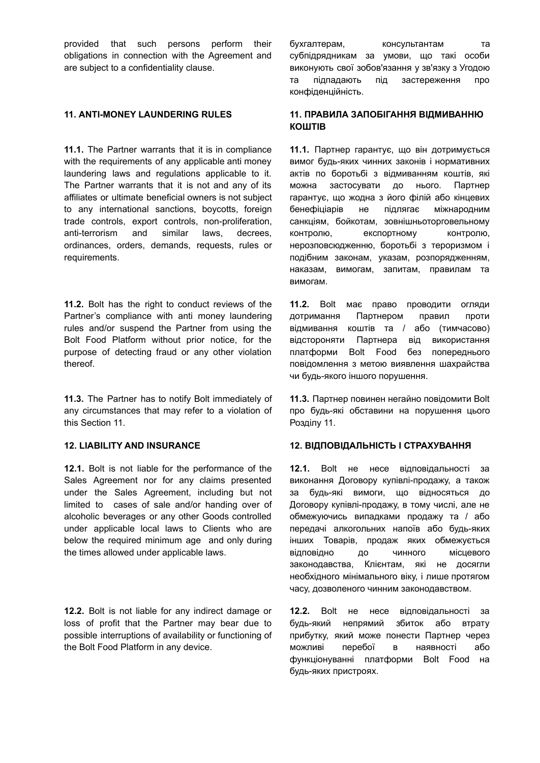provided that such persons perform their obligations in connection with the Agreement and are subject to a confidentiality clause.

бухгалтерам, консультантам та субпідрядникам за умови, що такі особи виконують свої зобов'язання у зв'язку з Угодою та підпадають під застереження про конфіденційність.

## 11. ANTI-MONEY LAUNDERING RULES

## 11. ПРАВИЛА ЗАПОБІГАННЯ ВІДМИВАННЮ КОШТІВ

**11.1.** The Partner warrants that it is in compliance with the requirements of any applicable anti money laundering laws and regulations applicable to it. The Partner warrants that it is not and any of its affiliates or ultimate beneficial owners is not subject to any international sanctions, boycotts, foreign trade controls, export controls, non-proliferation, anti-terrorism and similar laws, decrees, ordinances, orders, demands, requests, rules or requirements.

**11.1.** Партнер гарантує, що він дотримується вимог будь-яких чинних законів і нормативних актів по боротьбі з відмиванням коштів, які можна застосувати до нього. Партнер гарантує, що жодна з його філій або кінцевих бенефіціарів не підлягає міжнародним санкціям, бойкотам, зовнішньоторговельному контролю, експортному контролю, нерозповсюдженню, боротьбі з тероризмом і подібним законам, указам, розпорядженням, наказам, вимогам, запитам, правилам та вимогам.

**11.2.** Bolt has the right to conduct reviews of the Partner's compliance with anti money laundering rules and/or suspend the Partner from using the Bolt Food Platform without prior notice, for the purpose of detecting fraud or any other violation thereof.

**11.2.** Bolt має право проводити огляди дотримання Партнером правил проти відмивання коштів та / або (тимчасово) відстороняти Партнера від використання платформи Bolt Food без попереднього повідомлення з метою виявлення шахрайства чи будь-якого іншого порушення.

**11.3.** The Partner has to notify Bolt immediately of any circumstances that may refer to a violation of this Section 11.

**11.3.** Партнер повинен негайно повідомити Bolt про будь-які обставини на порушення цього Розділу 11.

## 12. LIABILITY AND INSURANCE

## 12. ВІДПОВІДАЛЬНІСТЬ І СТРАХУВАННЯ

**12.1.** Bolt is not liable for the performance of the Sales Agreement nor for any claims presented under the Sales Agreement, including but not limited to cases of sale and/or handing over of alcoholic beverages or any other Goods controlled under applicable local laws to Clients who are below the required minimum age and only during the times allowed under applicable laws.

**12.1.** Bolt не несе відповідальності за виконання Договору купівлі-продажу, а також за будь-які вимоги, що відносяться до Договору купівлі-продажу, в тому числі, але не обмежуючись випадками продажу та / або передачі алкогольних напоїв або будь-яких інших Товарів, продаж яких обмежується відповідно до чинного місцевого законодавства, Клієнтам, які не досягли необхідного мінімального віку, і лише протягом часу, дозволеного чинним законодавством.

**12.2.** Bolt is not liable for any indirect damage or loss of profit that the Partner may bear due to possible interruptions of availability or functioning of the Bolt Food Platform in any device.

**12.2.** Bolt не несе відповідальності за будь-який непрямий збиток або втрату прибутку, який може понести Партнер через можливі перебої в наявності або функціонуванні платформи Bolt Food на будь-яких пристроях.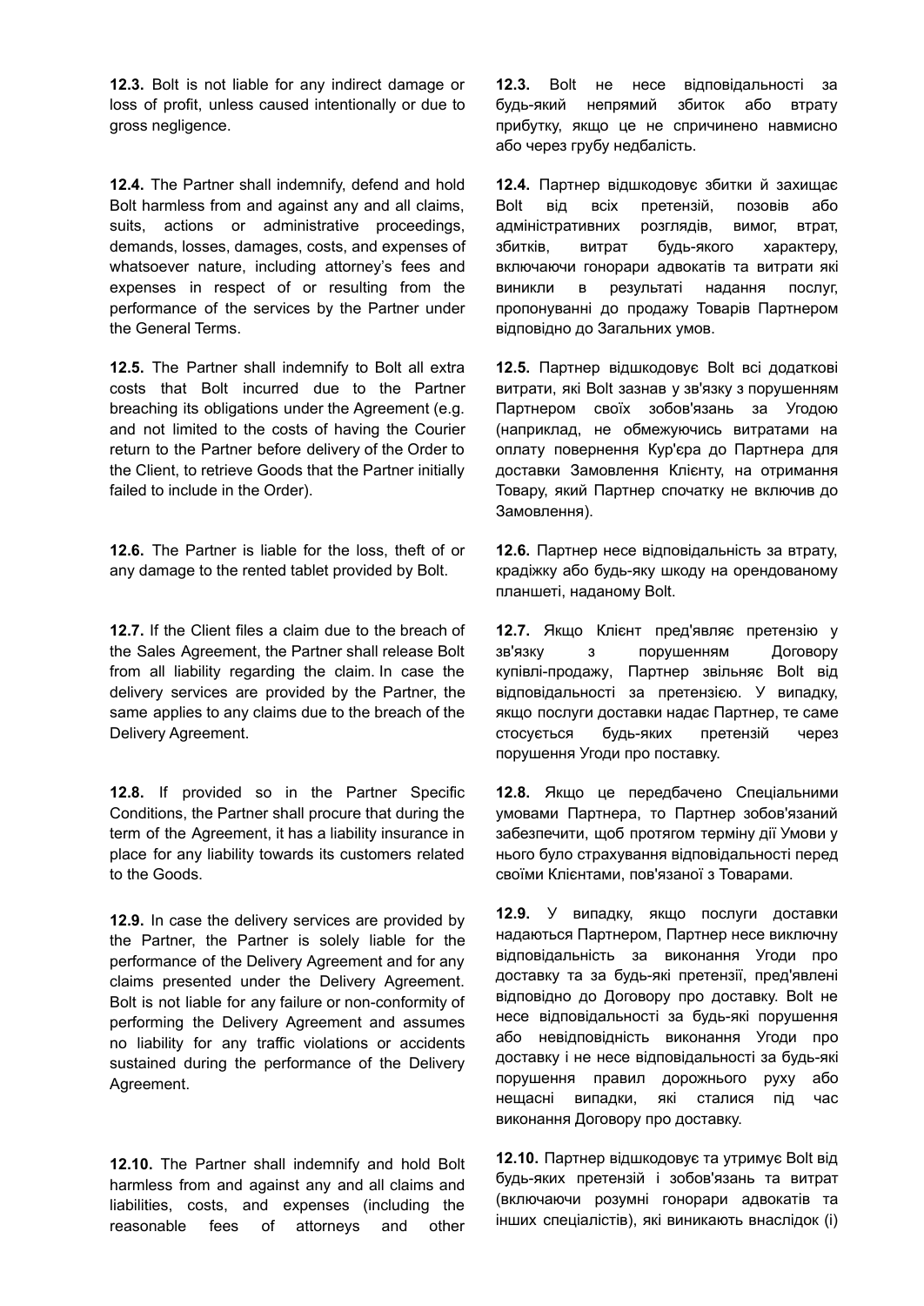**12.3.** Bolt is not liable for any indirect damage or loss of profit, unless caused intentionally or due to gross negligence.

**12.3.** Bolt не несе відповідальності за будь-який непрямий збиток або втрату прибутку, якщо це не спричинено навмисно або через грубу недбалість.

**12.4.** The Partner shall indemnify, defend and hold Bolt harmless from and against any and all claims, suits, actions or administrative proceedings, demands, losses, damages, costs, and expenses of whatsoever nature, including attorney's fees and expenses in respect of or resulting from the performance of the services by the Partner under the General Terms.

**12.4.** Партнер відшкодовує збитки й захищає Bolt від всіх претензій, позовів або адміністративних розглядів, вимог, втрат, збитків, витрат будь-якого характеру, включаючи гонорари адвокатів та витрати які виникли в результаті надання послуг, пропонуванні до продажу Товарів Партнером відповідно до Загальних умов.

**12.5.** The Partner shall indemnify to Bolt all extra costs that Bolt incurred due to the Partner breaching its obligations under the Agreement (e.g. and not limited to the costs of having the Courier return to the Partner before delivery of the Order to the Client, to retrieve Goods that the Partner initially failed to include in the Order).

**12.5.** Партнер відшкодовує Bolt всі додаткові витрати, які Bolt зазнав у зв'язку з порушенням Партнером своїх зобов'язань за Угодою (наприклад, не обмежуючись витратами на оплату повернення Кур'єра до Партнера для доставки Замовлення Клієнту, на отримання Товару, який Партнер спочатку не включив до Замовлення).

**12.6.** The Partner is liable for the loss, theft of or any damage to the rented tablet provided by Bolt.

**12.6.** Партнер несе відповідальність за втрату, крадіжку або будь-яку шкоду на орендованому планшеті, наданому Bolt.

**12.7.** If the Client files a claim due to the breach of the Sales Agreement, the Partner shall release Bolt from all liability regarding the claim. In case the delivery services are provided by the Partner, the same applies to any claims due to the breach of the Delivery Agreement.

**12.7.** Якщо Клієнт пред'являє претензію у зв'язку з порушенням Договору купівлі-продажу, Партнер звільняє Bolt від відповідальності за претензією. У випадку, якщо послуги доставки надає Партнер, те саме стосується будь-яких претензій через порушення Угоди про поставку.

**12.8.** If provided so in the Partner Specific Conditions, the Partner shall procure that during the term of the Agreement, it has a liability insurance in place for any liability towards its customers related to the Goods.

**12.8.** Якщо це передбачено Спеціальними умовами Партнера, то Партнер зобов'язаний забезпечити, щоб протягом терміну дії Умови у нього було страхування відповідальності перед своїми Клієнтами, пов'язаної з Товарами.

**12.9.** In case the delivery services are provided by the Partner, the Partner is solely liable for the performance of the Delivery Agreement and for any claims presented under the Delivery Agreement. Bolt is not liable for any failure or non-conformity of performing the Delivery Agreement and assumes no liability for any traffic violations or accidents sustained during the performance of the Delivery Agreement.

**12.9.** У випадку, якщо послуги доставки надаються Партнером, Партнер несе виключну відповідальність за виконання Угоди про доставку та за будь-які претензії, пред'явлені відповідно до Договору про доставку. Bolt не несе відповідальності за будь-які порушення або невідповідність виконання Угоди про доставку і не несе відповідальності за будь-які порушення правил дорожнього руху або нещасні випадки, які сталися під час виконання Договору про доставку.

**12.10.** The Partner shall indemnify and hold Bolt harmless from and against any and all claims and liabilities, costs, and expenses (including the reasonable fees of attorneys and other

**12.10.** Партнер відшкодовує та утримує Bolt від будь-яких претензій і зобов'язань та витрат (включаючи розумні гонорари адвокатів та інших спеціалістів), які виникають внаслідок (i)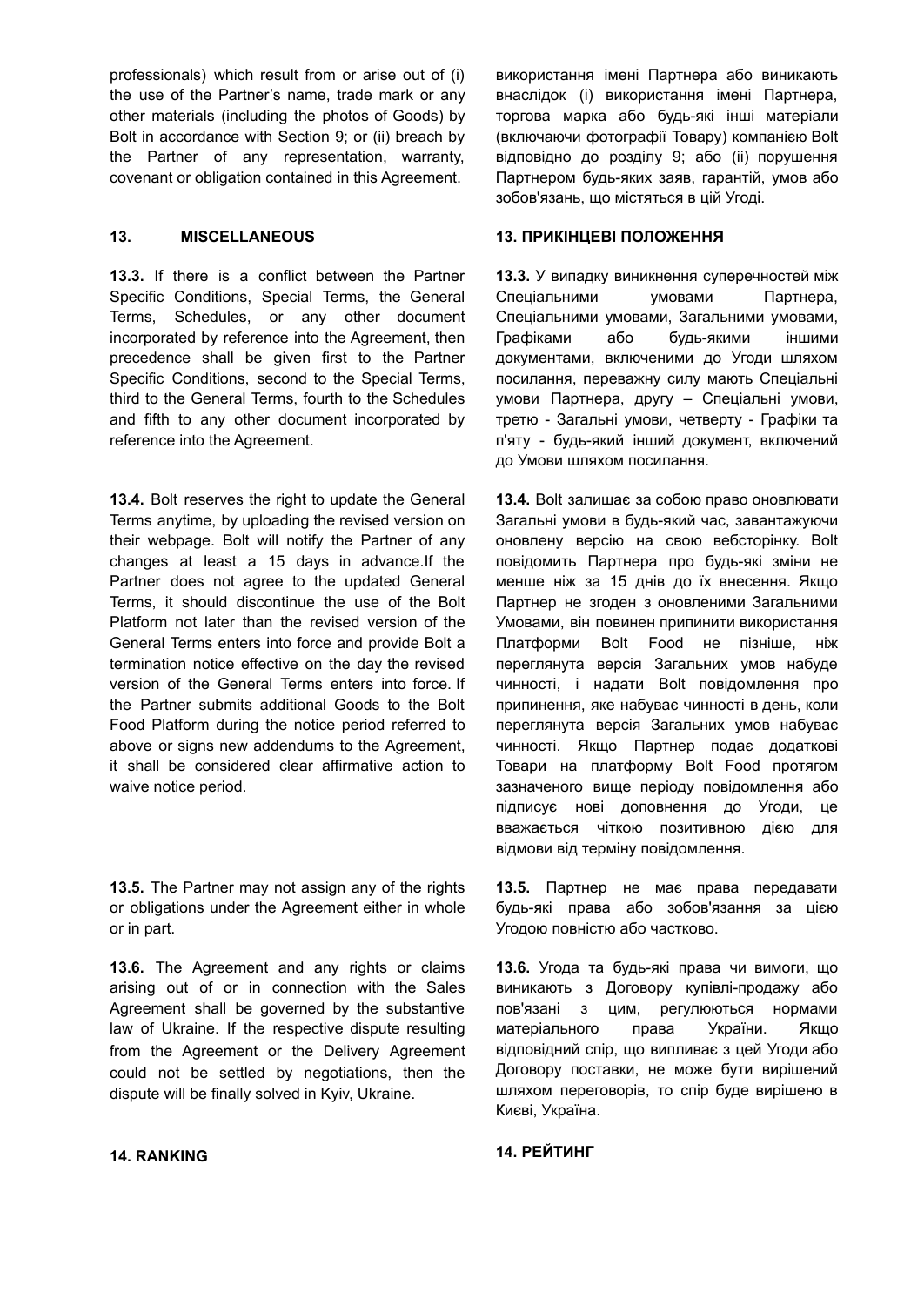professionals) which result from or arise out of (i) the use of the Partner's name, trade mark or any other materials (including the photos of Goods) by Bolt in accordance with Section 9; or (ii) breach by the Partner of any representation, warranty, covenant or obligation contained in this Agreement.

використання імені Партнера або виникають внаслідок (і) використання імені Партнера, торгова марка або будь-які інші матеріали (включаючи фотографії Товару) компанією Bolt відповідно до розділу 9; або (ii) порушення Партнером будь-яких заяв, гарантій, умов або зобов'язань, що містяться в цій Угоді.

### 13. MISCELLANEOUS

### 13. ПРИКІНЦЕВІ ПОЛОЖЕННЯ

**13.3.** If there is a conflict between the Partner Specific Conditions, Special Terms, the General Terms, Schedules, or any other document incorporated by reference into the Agreement, then precedence shall be given first to the Partner Specific Conditions, second to the Special Terms, third to the General Terms, fourth to the Schedules and fifth to any other document incorporated by reference into the Agreement.

**13.3.** У випадку виникнення суперечностей між Спеціальними умовами Партнера, Спеціальними умовами, Загальними умовами, Графіками або будь-якими іншими документами, включеними до Угоди шляхом посилання, переважну силу мають Спеціальні умови Партнера, другу – Спеціальні умови, третю - Загальні умови, четверту - Графіки та п'яту - будь-який інший документ, включений до Умови шляхом посилання.

**13.4.** Bolt reserves the right to update the General Terms anytime, by uploading the revised version on their webpage. Bolt will notify the Partner of any changes at least a 15 days in advance.If the Partner does not agree to the updated General Terms, it should discontinue the use of the Bolt Platform not later than the revised version of the General Terms enters into force and provide Bolt a termination notice effective on the day the revised version of the General Terms enters into force. If the Partner submits additional Goods to the Bolt Food Platform during the notice period referred to above or signs new addendums to the Agreement, it shall be considered clear affirmative action to waive notice period.

**13.4.** Bolt залишає за собою право оновлювати Загальні умови в будь-який час, завантажуючи оновлену версію на свою вебсторінку. Bolt повідомить Партнера про будь-які зміни не менше ніж за 15 днів до їх внесення. Якщо Партнер не згоден з оновленими Загальними Умовами, він повинен припинити використання Платформи Bolt Food не пізніше, ніж переглянута версія Загальних умов набуде чинності, і надати Bolt повідомлення про припинення, яке набуває чинності в день, коли переглянута версія Загальних умов набуває чинності. Якщо Партнер подає додаткові Товари на платформу Bolt Food протягом зазначеного вище періоду повідомлення або підписує нові доповнення до Угоди, це вважається чіткою позитивною дією для відмови від терміну повідомлення.

**13.5.** The Partner may not assign any of the rights or obligations under the Agreement either in whole or in part.

**13.5.** Партнер не має права передавати будь-які права або зобов'язання за цією Угодою повністю або частково.

**13.6.** The Agreement and any rights or claims arising out of or in connection with the Sales Agreement shall be governed by the substantive law of Ukraine. If the respective dispute resulting from the Agreement or the Delivery Agreement could not be settled by negotiations, then the dispute will be finally solved in Kyiv, Ukraine.

**13.6.** Угода та будь-які права чи вимоги, що виникають з Договору купівлі-продажу або пов'язані з цим, регулюються нормами матеріального права України. Якщо відповідний спір, що випливає з цей Угоди або Договору поставки, не може бути вирішений шляхом переговорів, то спір буде вирішено в Києві, Україна.

### 14. RANKING

### 14. РЕЙТИНГ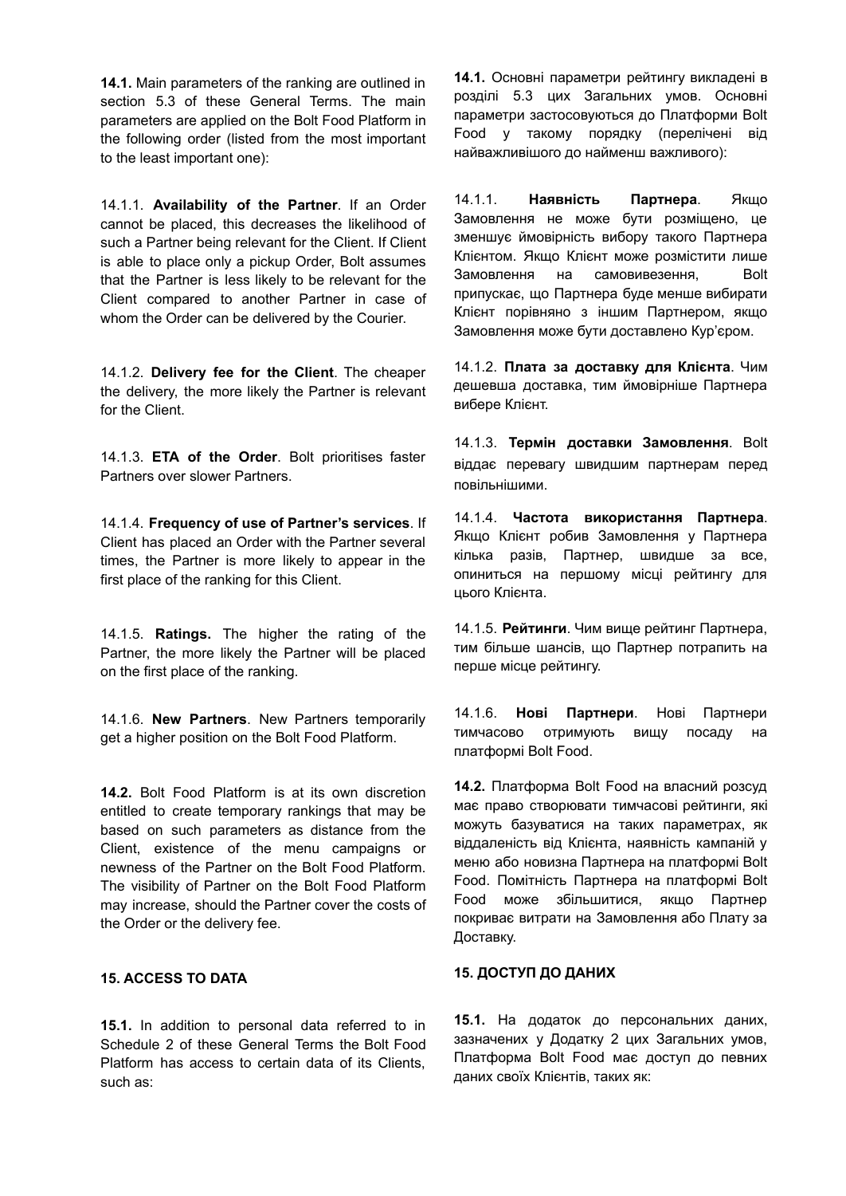**14.1.** Main parameters of the ranking are outlined in section 5.3 of these General Terms. The main parameters are applied on the Bolt Food Platform in the following order (listed from the most important to the least important one):

14.1.1. **Availability of the Partner**. If an Order cannot be placed, this decreases the likelihood of such a Partner being relevant for the Client. If Client is able to place only a pickup Order, Bolt assumes that the Partner is less likely to be relevant for the Client compared to another Partner in case of whom the Order can be delivered by the Courier.

14.1.2. **Delivery fee for the Client**. The cheaper the delivery, the more likely the Partner is relevant for the Client.

14.1.3. **ETA of the Order**. Bolt prioritises faster Partners over slower Partners.

14.1.4. **Frequency of use of Partner's services**. If Client has placed an Order with the Partner several times, the Partner is more likely to appear in the first place of the ranking for this Client.

14.1.5. **Ratings.** The higher the rating of the Partner, the more likely the Partner will be placed on the first place of the ranking.

14.1.6. **New Partners**. New Partners temporarily get a higher position on the Bolt Food Platform.

**14.2.** Bolt Food Platform is at its own discretion entitled to create temporary rankings that may be based on such parameters as distance from the Client, existence of the menu campaigns or newness of the Partner on the Bolt Food Platform. The visibility of Partner on the Bolt Food Platform may increase, should the Partner cover the costs of the Order or the delivery fee.

**15. ACCESS TO DATA**

**15.1.** In addition to personal data referred to in Schedule 2 of these General Terms the Bolt Food Platform has access to certain data of its Clients, such as:

**14.1.** Основні параметри рейтингу викладені в розділі 5.3 цих Загальних умов. Основні параметри застосовуються до Платформи Bolt Food у такому порядку (перелічені від найважливішого до найменш важливого):

14.1.1. **Наявність Партнера**. Якщо Замовлення не може бути розміщено, це зменшує ймовірність вибору такого Партнера Клієнтом. Якщо Клієнт може розмістити лише Замовлення на самовивезення, Bolt припускає, що Партнера буде менше вибирати Клієнт порівняно з іншим Партнером, якщо Замовлення може бути доставлено Кур'єром.

14.1.2. **Плата за доставку для Клієнта**. Чим дешевша доставка, тим ймовірніше Партнера вибере Клієнт.

14.1.3. **Термін доставки Замовлення**. Bolt віддає перевагу швидшим партнерам перед повільнішими.

14.1.4. **Частота використання Партнера**. Якщо Клієнт робив Замовлення у Партнера кілька разів, Партнер, швидше за все, опиниться на першому місці рейтингу для цього Клієнта.

14.1.5. **Рейтинги**. Чим вище рейтинг Партнера, тим більше шансів, що Партнер потрапить на перше місце рейтингу.

14.1.6. **Нові Партнери**. Нові Партнери тимчасово отримують вищу посаду на платформі Bolt Food.

**14.2.** Платформа Bolt Food на власний розсуд має право створювати тимчасові рейтинги, які можуть базуватися на таких параметрах, як віддаленість від Клієнта, наявність кампаній у меню або новизна Партнера на платформі Bolt Food. Помітність Партнера на платформі Bolt Food може збільшитися, якщо Партнер покриває витрати на Замовлення або Плату за Доставку.

**15. ДОСТУП ДО ДАНИХ**

**15.1.** На додаток до персональних даних, зазначених у Додатку 2 цих Загальних умов, Платформа Bolt Food має доступ до певних даних своїх Клієнтів, таких як: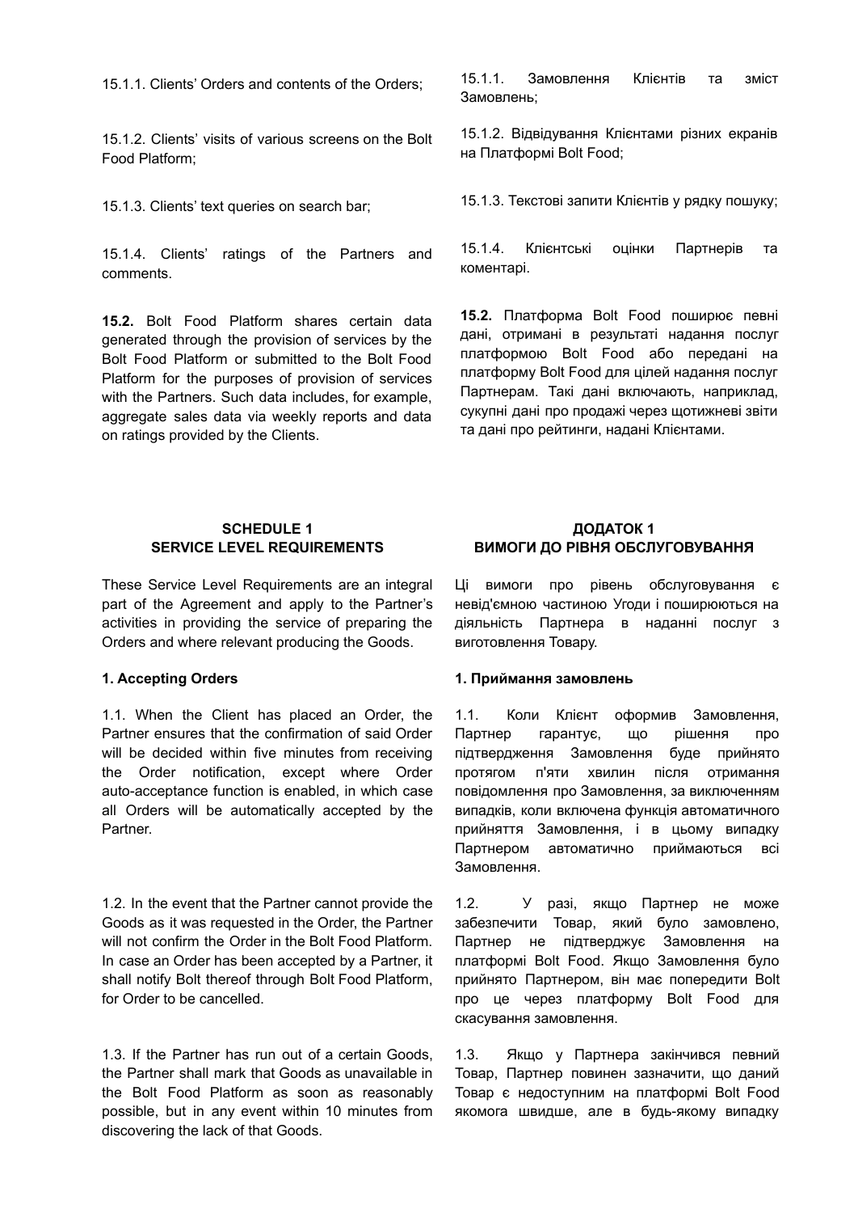15.1.1. Clients' Orders and contents of the Orders;

15.1.1. Замовлення Клієнтів та зміст Замовлень;

15.1.2. Clients' visits of various screens on the Bolt Food Platform;

15.1.2. Відвідування Клієнтами різних екранів на Платформі Bolt Food;

15.1.3. Clients' text queries on search bar;

15.1.3. Текстові запити Клієнтів у рядку пошуку;

15.1.4. Clients' ratings of the Partners and comments.

15.1.4. Клієнтські оцінки Партнерів та коментарі.

**15.2.** Bolt Food Platform shares certain data generated through the provision of services by the Bolt Food Platform or submitted to the Bolt Food Platform for the purposes of provision of services with the Partners. Such data includes, for example, aggregate sales data via weekly reports and data on ratings provided by the Clients.

**15.2.** Платформа Bolt Food поширює певні дані, отримані в результаті надання послуг платформою Bolt Food або передані на платформу Bolt Food для цілей надання послуг Партнерам. Такі дані включають, наприклад, сукупні дані про продажі через щотижневі звіти та дані про рейтинги, надані Клієнтами.

## SCHEDULE 1
## SERVICE LEVEL REQUIREMENTS

## ДОДАТОК 1
## ВИМОГИ ДО РІВНЯ ОБСЛУГОВУВАННЯ

These Service Level Requirements are an integral part of the Agreement and apply to the Partner's activities in providing the service of preparing the Orders and where relevant producing the Goods.

Ці вимоги про рівень обслуговування є невід'ємною частиною Угоди і поширюються на діяльність Партнера в наданні послуг з виготовлення Товару.

**1. Accepting Orders**

**1. Приймання замовлень**

1.1. When the Client has placed an Order, the Partner ensures that the confirmation of said Order will be decided within five minutes from receiving the Order notification, except where Order auto-acceptance function is enabled, in which case all Orders will be automatically accepted by the Partner.

1.1. Коли Клієнт оформив Замовлення, Партнер гарантує, що рішення про підтвердження Замовлення буде прийнято протягом п'яти хвилин після отримання повідомлення про Замовлення, за виключенням випадків, коли включена функція автоматичного прийняття Замовлення, і в цьому випадку Партнером автоматично приймаються всі Замовлення.

1.2. In the event that the Partner cannot provide the Goods as it was requested in the Order, the Partner will not confirm the Order in the Bolt Food Platform. In case an Order has been accepted by a Partner, it shall notify Bolt thereof through Bolt Food Platform, for Order to be cancelled.

1.2. У разі, якщо Партнер не може забезпечити Товар, який було замовлено, Партнер не підтверджує Замовлення на платформі Bolt Food. Якщо Замовлення було прийнято Партнером, він має попередити Bolt про це через платформу Bolt Food для скасування замовлення.

1.3. If the Partner has run out of a certain Goods, the Partner shall mark that Goods as unavailable in the Bolt Food Platform as soon as reasonably possible, but in any event within 10 minutes from discovering the lack of that Goods.

1.3. Якщо у Партнера закінчився певний Товар, Партнер повинен зазначити, що даний Товар є недоступним на платформі Bolt Food якомога швидше, але в будь-якому випадку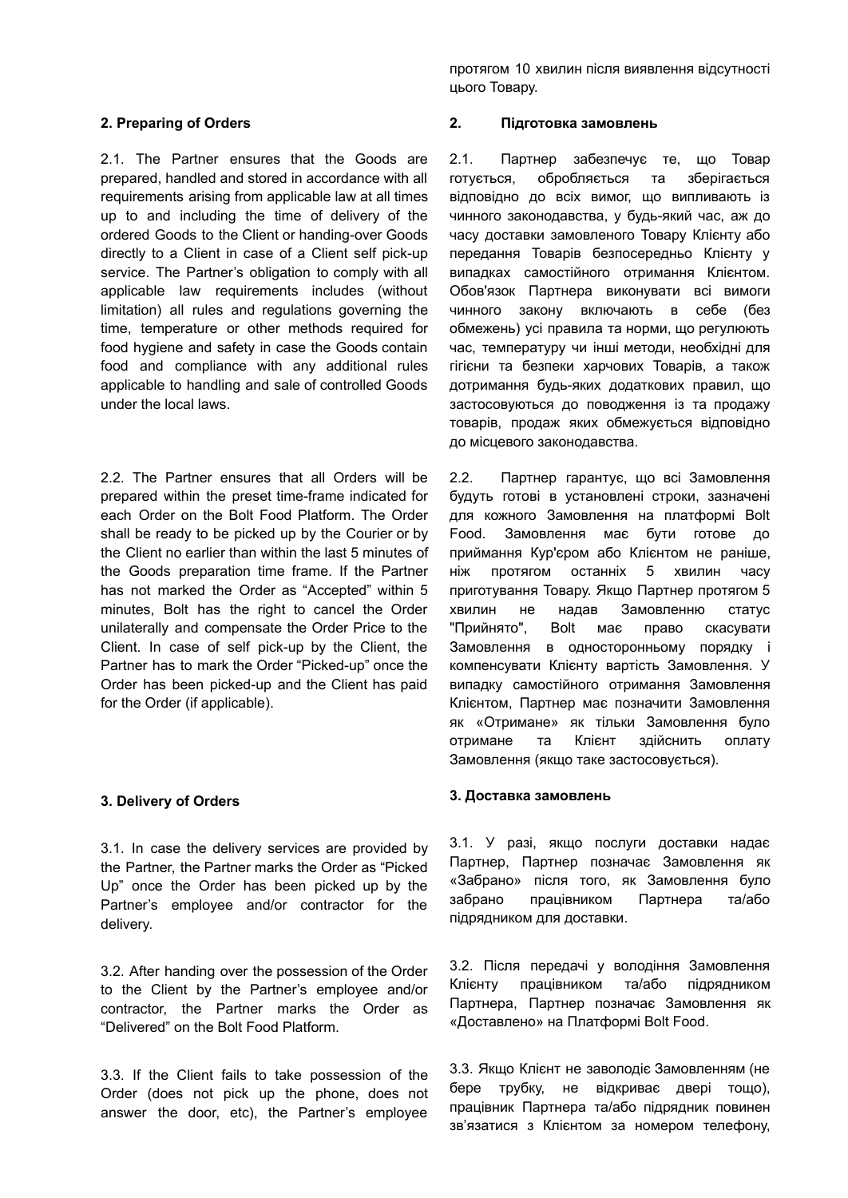протягом 10 хвилин після виявлення відсутності цього Товару.

## 2. Preparing of Orders

2.1. The Partner ensures that the Goods are prepared, handled and stored in accordance with all requirements arising from applicable law at all times up to and including the time of delivery of the ordered Goods to the Client or handing-over Goods directly to a Client in case of a Client self pick-up service. The Partner's obligation to comply with all applicable law requirements includes (without limitation) all rules and regulations governing the time, temperature or other methods required for food hygiene and safety in case the Goods contain food and compliance with any additional rules applicable to handling and sale of controlled Goods under the local laws.

2.2. The Partner ensures that all Orders will be prepared within the preset time-frame indicated for each Order on the Bolt Food Platform. The Order shall be ready to be picked up by the Courier or by the Client no earlier than within the last 5 minutes of the Goods preparation time frame. If the Partner has not marked the Order as "Accepted" within 5 minutes, Bolt has the right to cancel the Order unilaterally and compensate the Order Price to the Client. In case of self pick-up by the Client, the Partner has to mark the Order "Picked-up" once the Order has been picked-up and the Client has paid for the Order (if applicable).

## 2. Підготовка замовлень

2.1. Партнер забезпечує те, що Товар готується, обробляється та зберігається відповідно до всіх вимог, що випливають із чинного законодавства, у будь-який час, аж до часу доставки замовленого Товару Клієнту або передання Товарів безпосередньо Клієнту у випадках самостійного отримання Клієнтом. Обов'язок Партнера виконувати всі вимоги чинного закону включають в себе (без обмежень) усі правила та норми, що регулюють час, температуру чи інші методи, необхідні для гігієни та безпеки харчових Товарів, а також дотримання будь-яких додаткових правил, що застосовуються до поводження із та продажу товарів, продаж яких обмежується відповідно до місцевого законодавства.

2.2. Партнер гарантує, що всі Замовлення будуть готові в установлені строки, зазначені для кожного Замовлення на платформі Bolt Food. Замовлення має бути готове до приймання Кур'єром або Клієнтом не раніше, ніж протягом останніх 5 хвилин часу приготування Товару. Якщо Партнер протягом 5 хвилин не надав Замовленню статус "Прийнято", Bolt має право скасувати Замовлення в односторонньому порядку і компенсувати Клієнту вартість Замовлення. У випадку самостійного отримання Замовлення Клієнтом, Партнер має позначити Замовлення як «Отримане» як тільки Замовлення було отримане та Клієнт здійснить оплату Замовлення (якщо таке застосовується).

## 3. Delivery of Orders

3.1. In case the delivery services are provided by the Partner, the Partner marks the Order as "Picked Up" once the Order has been picked up by the Partner's employee and/or contractor for the delivery.

3.2. After handing over the possession of the Order to the Client by the Partner's employee and/or contractor, the Partner marks the Order as "Delivered" on the Bolt Food Platform.

3.3. If the Client fails to take possession of the Order (does not pick up the phone, does not answer the door, etc), the Partner's employee

## 3. Доставка замовлень

3.1. У разі, якщо послуги доставки надає Партнер, Партнер позначає Замовлення як «Забрано» після того, як Замовлення було забрано працівником Партнера та/або підрядником для доставки.

3.2. Після передачі у володіння Замовлення Клієнту працівником та/або підрядником Партнера, Партнер позначає Замовлення як «Доставлено» на Платформі Bolt Food.

3.3. Якщо Клієнт не заволодіє Замовленням (не бере трубку, не відкриває двері тощо), працівник Партнера та/або підрядник повинен зв'язатися з Клієнтом за номером телефону,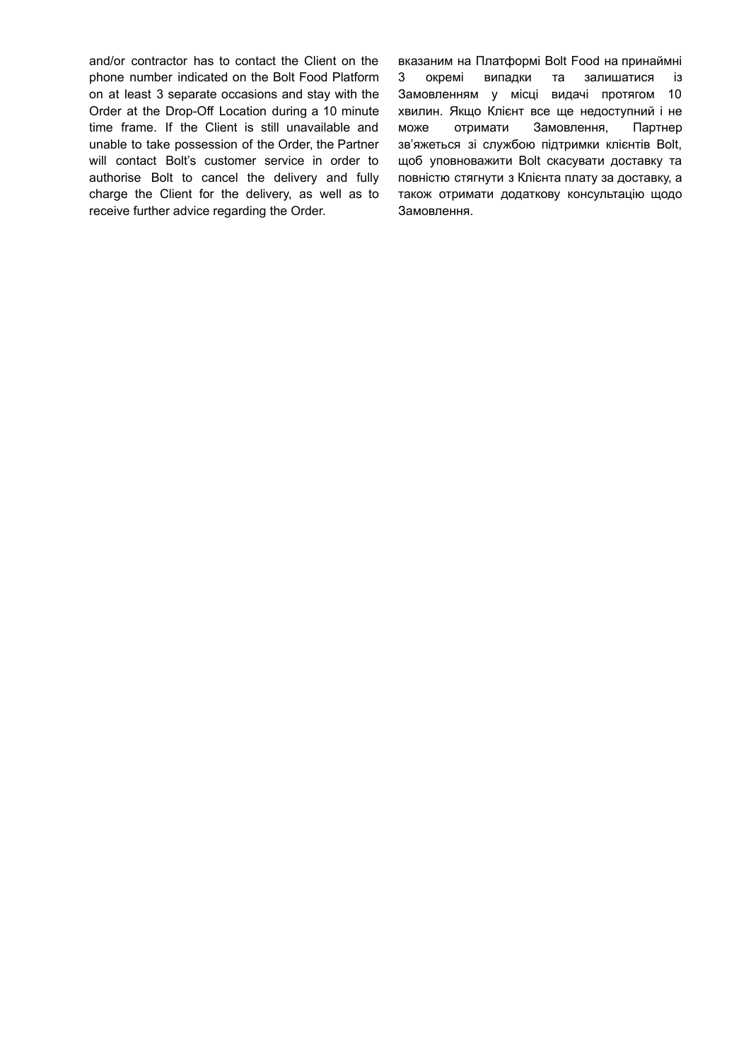and/or contractor has to contact the Client on the phone number indicated on the Bolt Food Platform on at least 3 separate occasions and stay with the Order at the Drop-Off Location during a 10 minute time frame. If the Client is still unavailable and unable to take possession of the Order, the Partner will contact Bolt's customer service in order to authorise Bolt to cancel the delivery and fully charge the Client for the delivery, as well as to receive further advice regarding the Order.

вказаним на Платформі Bolt Food на принаймні 3 окремі випадки та залишатися із Замовленням у місці видачі протягом 10 хвилин. Якщо Клієнт все ще недоступний і не може отримати Замовлення, Партнер зв'яжеться зі службою підтримки клієнтів Bolt, щоб уповноважити Bolt скасувати доставку та повністю стягнути з Клієнта плату за доставку, а також отримати додаткову консультацію щодо Замовлення.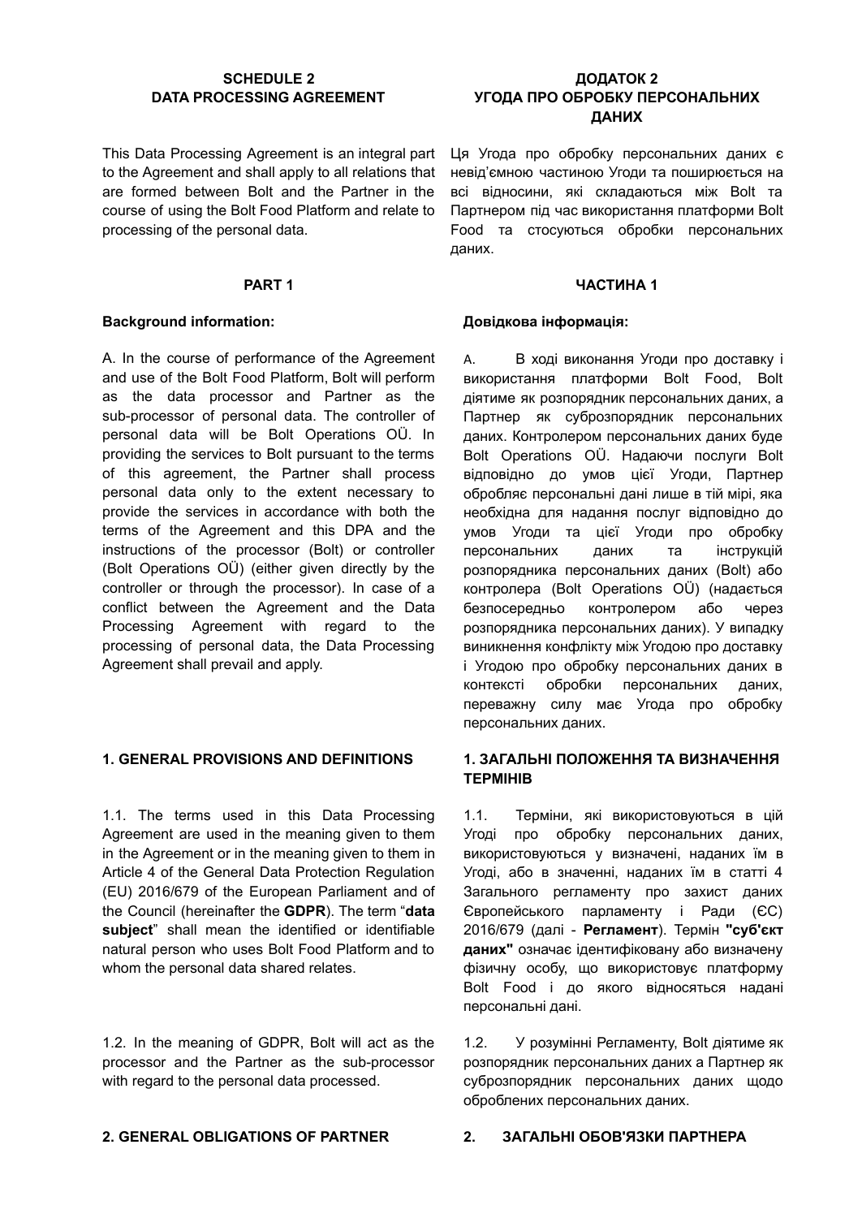**SCHEDULE 2**
**DATA PROCESSING AGREEMENT**

This Data Processing Agreement is an integral part to the Agreement and shall apply to all relations that are formed between Bolt and the Partner in the course of using the Bolt Food Platform and relate to processing of the personal data.

**PART 1**

**Background information:**

A. In the course of performance of the Agreement and use of the Bolt Food Platform, Bolt will perform as the data processor and Partner as the sub-processor of personal data. The controller of personal data will be Bolt Operations OÜ. In providing the services to Bolt pursuant to the terms of this agreement, the Partner shall process personal data only to the extent necessary to provide the services in accordance with both the terms of the Agreement and this DPA and the instructions of the processor (Bolt) or controller (Bolt Operations OÜ) (either given directly by the controller or through the processor). In case of a conflict between the Agreement and the Data Processing Agreement with regard to the processing of personal data, the Data Processing Agreement shall prevail and apply.

**1. GENERAL PROVISIONS AND DEFINITIONS**

1.1. The terms used in this Data Processing Agreement are used in the meaning given to them in the Agreement or in the meaning given to them in Article 4 of the General Data Protection Regulation (EU) 2016/679 of the European Parliament and of the Council (hereinafter the **GDPR**). The term "**data subject**" shall mean the identified or identifiable natural person who uses Bolt Food Platform and to whom the personal data shared relates.

1.2. In the meaning of GDPR, Bolt will act as the processor and the Partner as the sub-processor with regard to the personal data processed.

**2. GENERAL OBLIGATIONS OF PARTNER**

**ДОДАТОК 2**
**УГОДА ПРО ОБРОБКУ ПЕРСОНАЛЬНИХ ДАНИХ**

Ця Угода про обробку персональних даних є невід'ємною частиною Угоди та поширюється на всі відносини, які складаються між Bolt та Партнером під час використання платформи Bolt Food та стосуються обробки персональних даних.

**ЧАСТИНА 1**

**Довідкова інформація:**

A. В ході виконання Угоди про доставку і використання платформи Bolt Food, Bolt діятиме як розпорядник персональних даних, а Партнер як суброзпорядник персональних даних. Контролером персональних даних буде Bolt Operations OÜ. Надаючи послуги Bolt відповідно до умов цієї Угоди, Партнер обробляє персональні дані лише в тій мірі, яка необхідна для надання послуг відповідно до умов Угоди та цієї Угоди про обробку персональних даних та інструкцій розпорядника персональних даних (Bolt) або контролера (Bolt Operations OÜ) (надається безпосередньо контролером або через розпорядника персональних даних). У випадку виникнення конфлікту між Угодою про доставку і Угодою про обробку персональних даних в контексті обробки персональних даних, переважну силу має Угода про обробку персональних даних.

**1. ЗАГАЛЬНІ ПОЛОЖЕННЯ ТА ВИЗНАЧЕННЯ ТЕРМІНІВ**

1.1. Терміни, які використовуються в цій Угоді про обробку персональних даних, використовуються у визначені, наданих їм в Угоді, або в значенні, наданих їм в статті 4 Загального регламенту про захист даних Європейського парламенту і Ради (ЄС) 2016/679 (далі - **Регламент**). Термін **"суб'єкт даних"** означає ідентифіковану або визначену фізичну особу, що використовує платформу Bolt Food і до якого відносяться надані персональні дані.

1.2. У розумінні Регламенту, Bolt діятиме як розпорядник персональних даних а Партнер як суброзпорядник персональних даних щодо оброблених персональних даних.

**2. ЗАГАЛЬНІ ОБОВ'ЯЗКИ ПАРТНЕРА**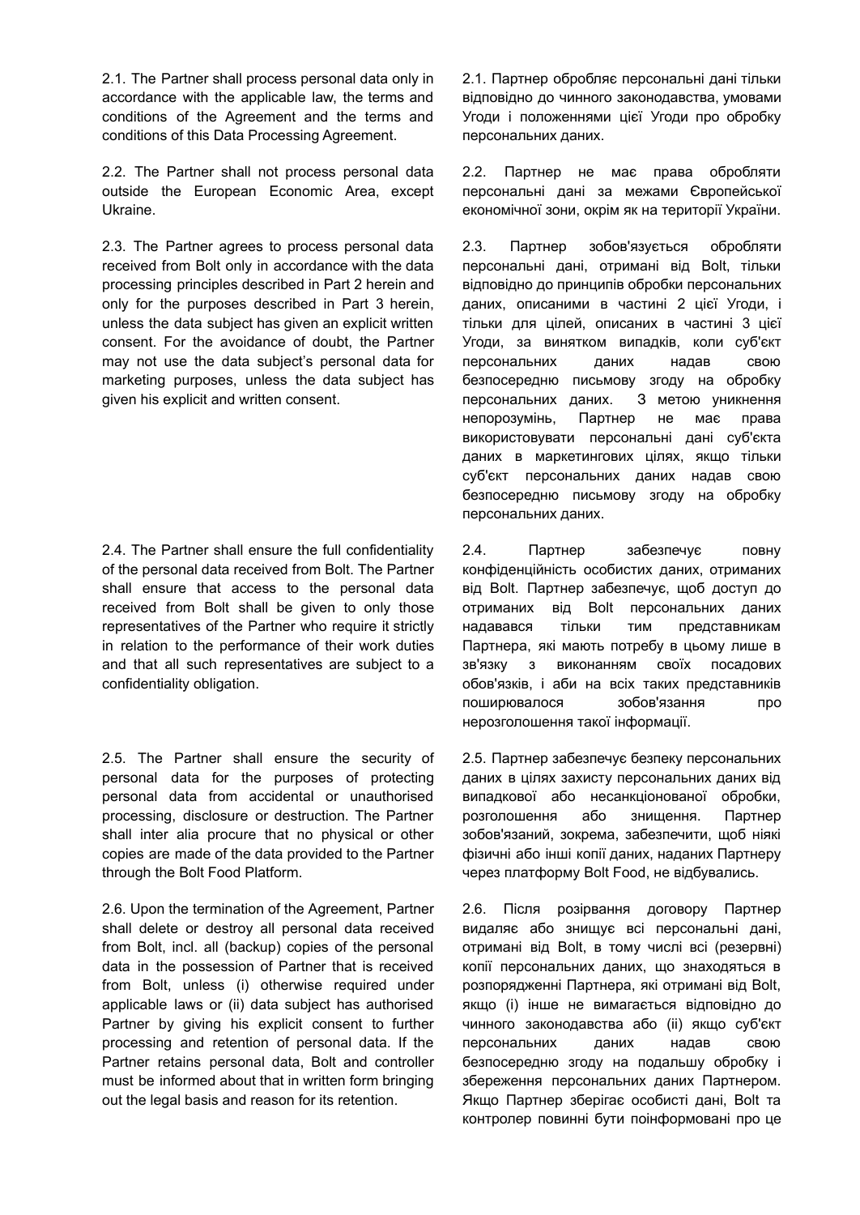2.1. The Partner shall process personal data only in accordance with the applicable law, the terms and conditions of the Agreement and the terms and conditions of this Data Processing Agreement.

2.1. Партнер обробляє персональні дані тільки відповідно до чинного законодавства, умовами Угоди і положеннями цієї Угоди про обробку персональних даних.

2.2. The Partner shall not process personal data outside the European Economic Area, except Ukraine.

2.2. Партнер не має права обробляти персональні дані за межами Європейської економічної зони, окрім як на території України.

2.3. The Partner agrees to process personal data received from Bolt only in accordance with the data processing principles described in Part 2 herein and only for the purposes described in Part 3 herein, unless the data subject has given an explicit written consent. For the avoidance of doubt, the Partner may not use the data subject's personal data for marketing purposes, unless the data subject has given his explicit and written consent.

2.3. Партнер зобов'язується обробляти персональні дані, отримані від Bolt, тільки відповідно до принципів обробки персональних даних, описаними в частині 2 цієї Угоди, і тільки для цілей, описаних в частині 3 цієї Угоди, за винятком випадків, коли суб'єкт персональних даних надав свою безпосередню письмову згоду на обробку персональних даних. З метою уникнення непорозумінь, Партнер не має права використовувати персональні дані суб'єкта даних в маркетингових цілях, якщо тільки суб'єкт персональних даних надав свою безпосередню письмову згоду на обробку персональних даних.

2.4. The Partner shall ensure the full confidentiality of the personal data received from Bolt. The Partner shall ensure that access to the personal data received from Bolt shall be given to only those representatives of the Partner who require it strictly in relation to the performance of their work duties and that all such representatives are subject to a confidentiality obligation.

2.4. Партнер забезпечує повну конфіденційність особистих даних, отриманих від Bolt. Партнер забезпечує, щоб доступ до отриманих від Bolt персональних даних надавався тільки тим представникам Партнера, які мають потребу в цьому лише в зв'язку з виконанням своїх посадових обов'язків, і аби на всіх таких представників поширювалося зобов'язання про нерозголошення такої інформації.

2.5. The Partner shall ensure the security of personal data for the purposes of protecting personal data from accidental or unauthorised processing, disclosure or destruction. The Partner shall inter alia procure that no physical or other copies are made of the data provided to the Partner through the Bolt Food Platform.

2.5. Партнер забезпечує безпеку персональних даних в цілях захисту персональних даних від випадкової або несанкціонованої обробки, розголошення або знищення. Партнер зобов'язаний, зокрема, забезпечити, щоб ніякі фізичні або інші копії даних, наданих Партнеру через платформу Bolt Food, не відбувались.

2.6. Upon the termination of the Agreement, Partner shall delete or destroy all personal data received from Bolt, incl. all (backup) copies of the personal data in the possession of Partner that is received from Bolt, unless (i) otherwise required under applicable laws or (ii) data subject has authorised Partner by giving his explicit consent to further processing and retention of personal data. If the Partner retains personal data, Bolt and controller must be informed about that in written form bringing out the legal basis and reason for its retention.

2.6. Після розірвання договору Партнер видаляє або знищує всі персональні дані, отримані від Bolt, в тому числі всі (резервні) копії персональних даних, що знаходяться в розпорядженні Партнера, які отримані від Bolt, якщо (i) інше не вимагається відповідно до чинного законодавства або (ii) якщо суб'єкт персональних даних надав свою безпосередню згоду на подальшу обробку і збереження персональних даних Партнером. Якщо Партнер зберігає особисті дані, Bolt та контролер повинні бути поінформовані про це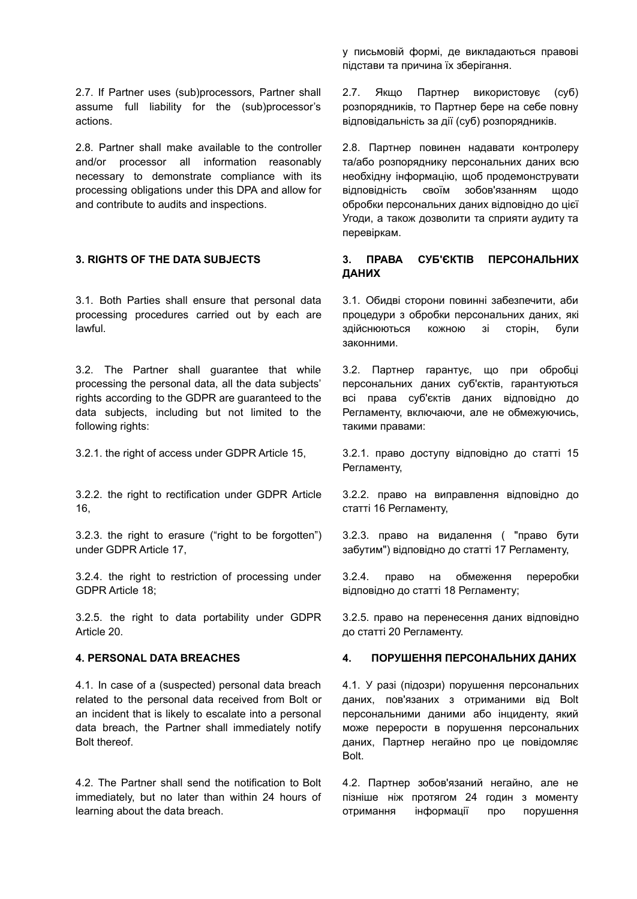у письмовій формі, де викладаються правові підстави та причина їх зберігання.

2.7. If Partner uses (sub)processors, Partner shall assume full liability for the (sub)processor's actions.

2.7. Якщо Партнер використовує (суб) розпорядників, то Партнер бере на себе повну відповідальність за дії (суб) розпорядників.

2.8. Partner shall make available to the controller and/or processor all information reasonably necessary to demonstrate compliance with its processing obligations under this DPA and allow for and contribute to audits and inspections.

2.8. Партнер повинен надавати контролеру та/або розпоряднику персональних даних всю необхідну інформацію, щоб продемонструвати відповідність своїм зобов'язанням щодо обробки персональних даних відповідно до цієї Угоди, а також дозволити та сприяти аудиту та перевіркам.

**3. RIGHTS OF THE DATA SUBJECTS**

**3. ПРАВА СУБ'ЄКТІВ ПЕРСОНАЛЬНИХ ДАНИХ**

3.1. Both Parties shall ensure that personal data processing procedures carried out by each are lawful.

3.1. Обидві сторони повинні забезпечити, аби процедури з обробки персональних даних, які здійснюються кожною зі сторін, були законними.

3.2. The Partner shall guarantee that while processing the personal data, all the data subjects' rights according to the GDPR are guaranteed to the data subjects, including but not limited to the following rights:

3.2. Партнер гарантує, що при обробці персональних даних суб'єктів, гарантуються всі права суб'єктів даних відповідно до Регламенту, включаючи, але не обмежуючись, такими правами:

3.2.1. the right of access under GDPR Article 15,

3.2.1. право доступу відповідно до статті 15 Регламенту,

3.2.2. the right to rectification under GDPR Article 16,

3.2.2. право на виправлення відповідно до статті 16 Регламенту,

3.2.3. the right to erasure ("right to be forgotten") under GDPR Article 17,

3.2.3. право на видалення ( "право бути забутим") відповідно до статті 17 Регламенту,

3.2.4. the right to restriction of processing under GDPR Article 18;

3.2.4. право на обмеження переробки відповідно до статті 18 Регламенту;

3.2.5. the right to data portability under GDPR Article 20.

3.2.5. право на перенесення даних відповідно до статті 20 Регламенту.

**4. PERSONAL DATA BREACHES**

**4. ПОРУШЕННЯ ПЕРСОНАЛЬНИХ ДАНИХ**

4.1. In case of a (suspected) personal data breach related to the personal data received from Bolt or an incident that is likely to escalate into a personal data breach, the Partner shall immediately notify Bolt thereof.

4.1. У разі (підозри) порушення персональних даних, пов'язаних з отриманими від Bolt персональними даними або інциденту, який може перерости в порушення персональних даних, Партнер негайно про це повідомляє Bolt.

4.2. The Partner shall send the notification to Bolt immediately, but no later than within 24 hours of learning about the data breach.

4.2. Партнер зобов'язаний негайно, але не пізніше ніж протягом 24 годин з моменту отримання інформації про порушення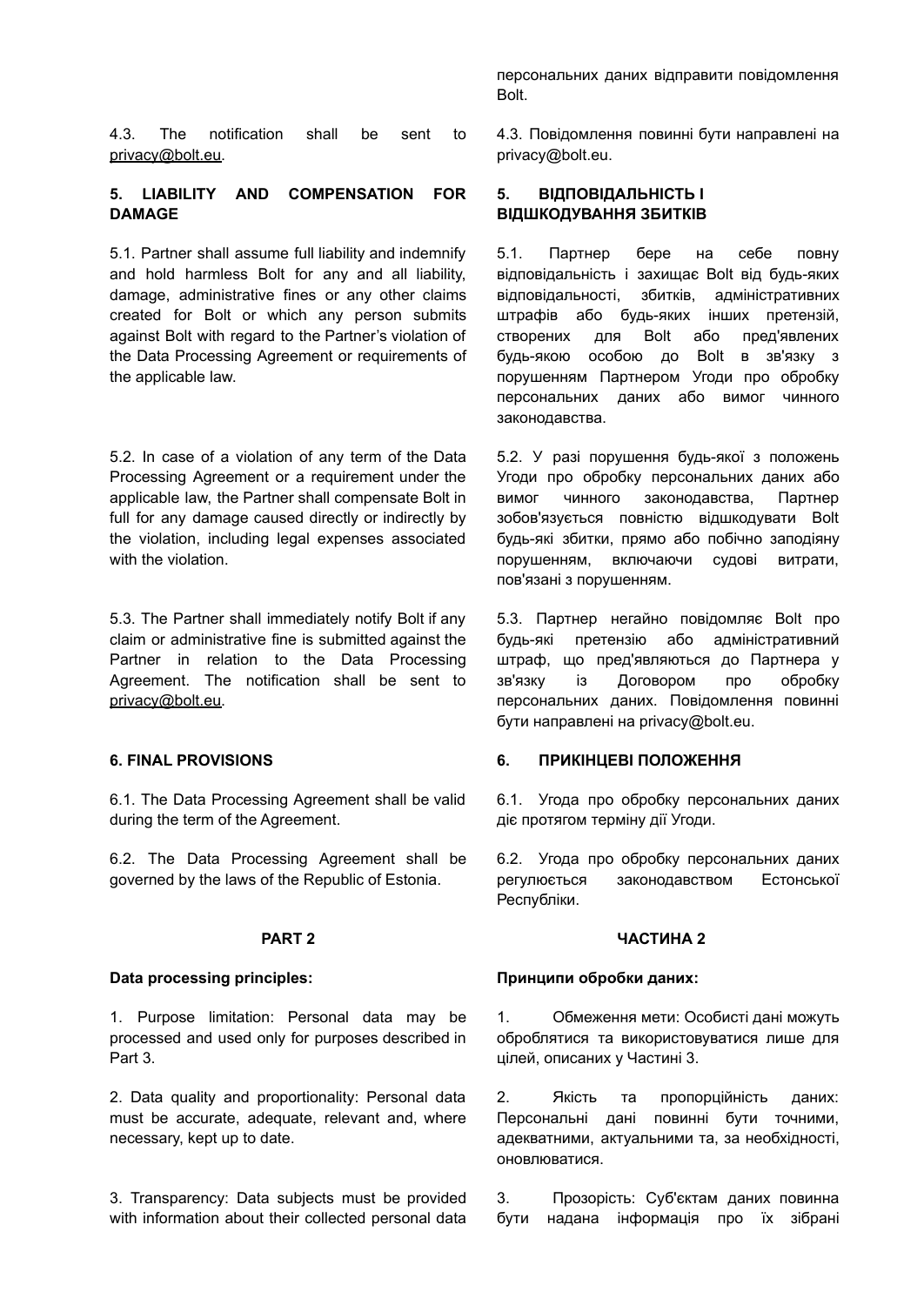персональних даних відправити повідомлення Bolt.

4.3. The notification shall be sent to privacy@bolt.eu.

4.3. Повідомлення повинні бути направлені на privacy@bolt.eu.

**5. LIABILITY AND COMPENSATION FOR DAMAGE**

**5. ВІДПОВІДАЛЬНІСТЬ І ВІДШКОДУВАННЯ ЗБИТКІВ**

5.1. Partner shall assume full liability and indemnify and hold harmless Bolt for any and all liability, damage, administrative fines or any other claims created for Bolt or which any person submits against Bolt with regard to the Partner's violation of the Data Processing Agreement or requirements of the applicable law.

5.1. Партнер бере на себе повну відповідальність і захищає Bolt від будь-яких відповідальності, збитків, адміністративних штрафів або будь-яких інших претензій, створених для Bolt або пред'явлених будь-якою особою до Bolt в зв'язку з порушенням Партнером Угоди про обробку персональних даних або вимог чинного законодавства.

5.2. In case of a violation of any term of the Data Processing Agreement or a requirement under the applicable law, the Partner shall compensate Bolt in full for any damage caused directly or indirectly by the violation, including legal expenses associated with the violation.

5.2. У разі порушення будь-якої з положень Угоди про обробку персональних даних або вимог чинного законодавства, Партнер зобов'язується повністю відшкодувати Bolt будь-які збитки, прямо або побічно заподіяну порушенням, включаючи судові витрати, пов'язані з порушенням.

5.3. The Partner shall immediately notify Bolt if any claim or administrative fine is submitted against the Partner in relation to the Data Processing Agreement. The notification shall be sent to privacy@bolt.eu.

5.3. Партнер негайно повідомляє Bolt про будь-які претензію або адміністративний штраф, що пред'являються до Партнера у зв'язку із Договором про обробку персональних даних. Повідомлення повинні бути направлені на privacy@bolt.eu.

**6. FINAL PROVISIONS**

**6. ПРИКІНЦЕВІ ПОЛОЖЕННЯ**

6.1. The Data Processing Agreement shall be valid during the term of the Agreement.

6.1. Угода про обробку персональних даних діє протягом терміну дії Угоди.

6.2. The Data Processing Agreement shall be governed by the laws of the Republic of Estonia.

6.2. Угода про обробку персональних даних регулюється законодавством Естонської Республіки.

**PART 2**

**ЧАСТИНА 2**

**Data processing principles:**

**Принципи обробки даних:**

1. Purpose limitation: Personal data may be processed and used only for purposes described in Part 3.

1. Обмеження мети: Особисті дані можуть оброблятися та використовуватися лише для цілей, описаних у Частині 3.

2. Data quality and proportionality: Personal data must be accurate, adequate, relevant and, where necessary, kept up to date.

2. Якість та пропорційність даних: Персональні дані повинні бути точними, адекватними, актуальними та, за необхідності, оновлюватися.

3. Transparency: Data subjects must be provided with information about their collected personal data

3. Прозорість: Суб'єктам даних повинна бути надана інформація про їх зібрані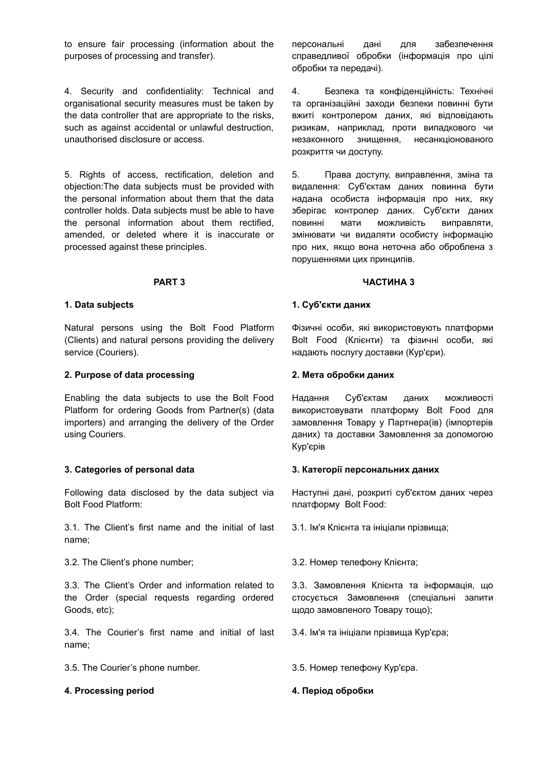to ensure fair processing (information about the purposes of processing and transfer).

персональні дані для забезпечення справедливої обробки (інформація про цілі обробки та передачі).

4. Security and confidentiality: Technical and organisational security measures must be taken by the data controller that are appropriate to the risks, such as against accidental or unlawful destruction, unauthorised disclosure or access.

4. Безпека та конфіденційність: Технічні та організаційні заходи безпеки повинні бути вжиті контролером даних, які відповідають ризикам, наприклад, проти випадкового чи незаконного знищення, несанкціонованого розкриття чи доступу.

5. Rights of access, rectification, deletion and objection:The data subjects must be provided with the personal information about them that the data controller holds. Data subjects must be able to have the personal information about them rectified, amended, or deleted where it is inaccurate or processed against these principles.

5. Права доступу, виправлення, зміна та видалення: Суб'єктам даних повинна бути надана особиста інформація про них, яку зберігає контролер даних. Суб'єкти даних повинні мати можливість виправляти, змінювати чи видаляти особисту інформацію про них, якщо вона неточна або оброблена з порушеннями цих принципів.

**PART 3**

**ЧАСТИНА 3**

**1. Data subjects**

Natural persons using the Bolt Food Platform (Clients) and natural persons providing the delivery service (Couriers).

**1. Суб'єкти даних**

Фізичні особи, які використовують платформи Bolt Food (Клієнти) та фізичні особи, які надають послугу доставки (Кур'єри).

**2. Purpose of data processing**

Enabling the data subjects to use the Bolt Food Platform for ordering Goods from Partner(s) (data importers) and arranging the delivery of the Order using Couriers.

**2. Мета обробки даних**

Надання Суб'єктам даних можливості використовувати платформу Bolt Food для замовлення Товару у Партнера(ів) (імпортерів даних) та доставки Замовлення за допомогою Кур'єрів

**3. Categories of personal data**

Following data disclosed by the data subject via Bolt Food Platform:

3.1. The Client's first name and the initial of last name;

3.2. The Client's phone number;

3.3. The Client's Order and information related to the Order (special requests regarding ordered Goods, etc);

3.4. The Courier's first name and initial of last name;

3.5. The Courier's phone number.

**3. Категорії персональних даних**

Наступні дані, розкриті суб'єктом даних через платформу Bolt Food:

3.1. Ім'я Клієнта та ініціали прізвища;

3.2. Номер телефону Клієнта;

3.3. Замовлення Клієнта та інформація, що стосується Замовлення (спеціальні запити щодо замовленого Товару тощо);

3.4. Ім'я та ініціали прізвища Кур'єра;

3.5. Номер телефону Кур'єра.

**4. Processing period**

**4. Період обробки**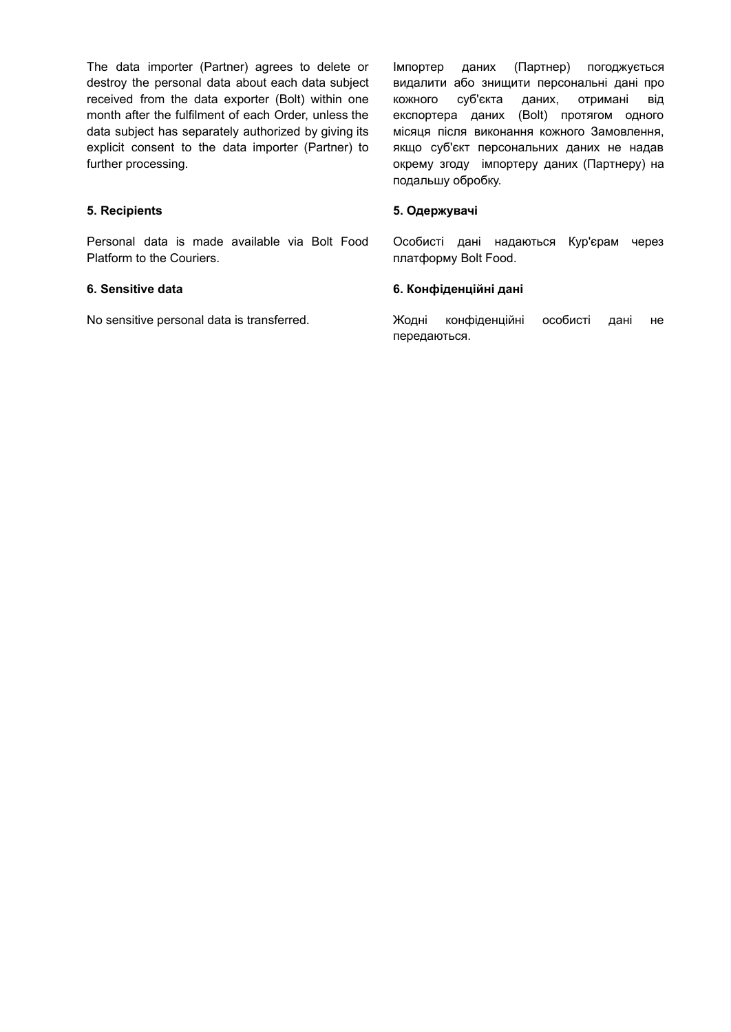The data importer (Partner) agrees to delete or destroy the personal data about each data subject received from the data exporter (Bolt) within one month after the fulfilment of each Order, unless the data subject has separately authorized by giving its explicit consent to the data importer (Partner) to further processing.

Імпортер даних (Партнер) погоджується видалити або знищити персональні дані про кожного суб'єкта даних, отримані від експортера даних (Bolt) протягом одного місяця після виконання кожного Замовлення, якщо суб'єкт персональних даних не надав окрему згоду імпортеру даних (Партнеру) на подальшу обробку.

**5. Recipients**

Personal data is made available via Bolt Food Platform to the Couriers.

**5. Одержувачі**

Особисті дані надаються Кур'єрам через платформу Bolt Food.

**6. Sensitive data**

No sensitive personal data is transferred.

**6. Конфіденційні дані**

Жодні конфіденційні особисті дані не передаються.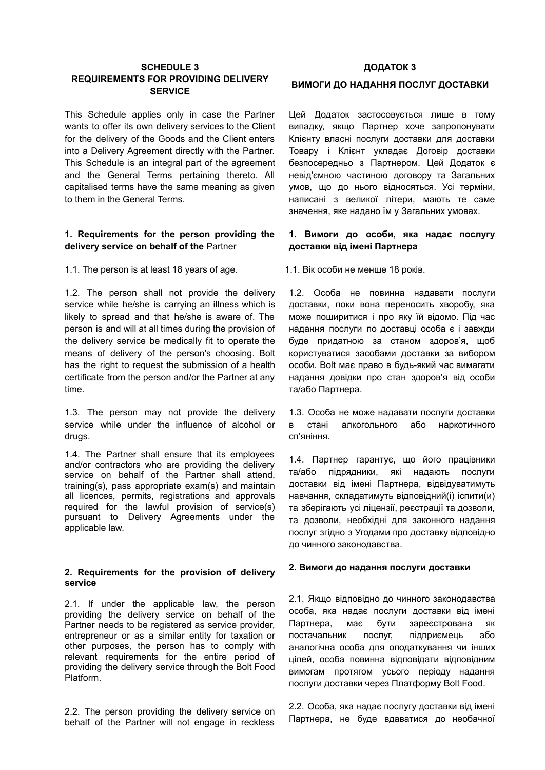**SCHEDULE 3**
**REQUIREMENTS FOR PROVIDING DELIVERY SERVICE**

This Schedule applies only in case the Partner wants to offer its own delivery services to the Client for the delivery of the Goods and the Client enters into a Delivery Agreement directly with the Partner. This Schedule is an integral part of the agreement and the General Terms pertaining thereto. All capitalised terms have the same meaning as given to them in the General Terms.

**1. Requirements for the person providing the delivery service on behalf of the** Partner

1.1. The person is at least 18 years of age.

1.2. The person shall not provide the delivery service while he/she is carrying an illness which is likely to spread and that he/she is aware of. The person is and will at all times during the provision of the delivery service be medically fit to operate the means of delivery of the person's choosing. Bolt has the right to request the submission of a health certificate from the person and/or the Partner at any time.

1.3. The person may not provide the delivery service while under the influence of alcohol or drugs.

1.4. The Partner shall ensure that its employees and/or contractors who are providing the delivery service on behalf of the Partner shall attend, training(s), pass appropriate exam(s) and maintain all licences, permits, registrations and approvals required for the lawful provision of service(s) pursuant to Delivery Agreements under the applicable law.

**2. Requirements for the provision of delivery service**

2.1. If under the applicable law, the person providing the delivery service on behalf of the Partner needs to be registered as service provider, entrepreneur or as a similar entity for taxation or other purposes, the person has to comply with relevant requirements for the entire period of providing the delivery service through the Bolt Food Platform.

2.2. The person providing the delivery service on behalf of the Partner will not engage in reckless

**ДОДАТОК 3**

**ВИМОГИ ДО НАДАННЯ ПОСЛУГ ДОСТАВКИ**

Цей Додаток застосовується лише в тому випадку, якщо Партнер хоче запропонувати Клієнту власні послуги доставки для доставки Товару і Клієнт укладає Договір доставки безпосередньо з Партнером. Цей Додаток є невід'ємною частиною договору та Загальних умов, що до нього відносяться. Усі терміни, написані з великої літери, мають те саме значення, яке надано їм у Загальних умовах.

**1. Вимоги до особи, яка надає послугу доставки від імені Партнера**

1.1. Вік особи не менше 18 років.

1.2. Особа не повинна надавати послуги доставки, поки вона переносить хворобу, яка може поширитися і про яку їй відомо. Під час надання послуги по доставці особа є і завжди буде придатною за станом здоров'я, щоб користуватися засобами доставки за вибором особи. Bolt має право в будь-який час вимагати надання довідки про стан здоров'я від особи та/або Партнера.

1.3. Особа не може надавати послуги доставки в стані алкогольного або наркотичного сп'яніння.

1.4. Партнер гарантує, що його працівники та/або підрядники, які надають послуги доставки від імені Партнера, відвідуватимуть навчання, складатимуть відповідний(і) іспити(и) та зберігають усі ліцензії, реєстрації та дозволи, та дозволи, необхідні для законного надання послуг згідно з Угодами про доставку відповідно до чинного законодавства.

**2. Вимоги до надання послуги доставки**

2.1. Якщо відповідно до чинного законодавства особа, яка надає послуги доставки від імені Партнера, має бути зареєстрована як постачальник послуг, підприємець або аналогічна особа для оподаткування чи інших цілей, особа повинна відповідати відповідним вимогам протягом усього періоду надання послуги доставки через Платформу Bolt Food.

2.2. Особа, яка надає послугу доставки від імені Партнера, не буде вдаватися до необачної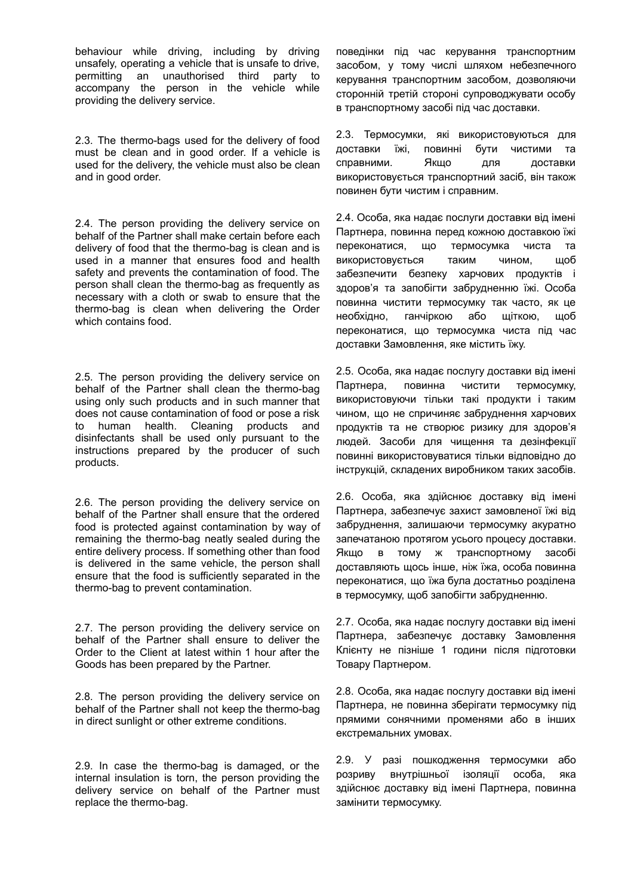behaviour while driving, including by driving unsafely, operating a vehicle that is unsafe to drive, permitting an unauthorised third party to accompany the person in the vehicle while providing the delivery service.

поведінки під час керування транспортним засобом, у тому числі шляхом небезпечного керування транспортним засобом, дозволяючи сторонній третій стороні супроводжувати особу в транспортному засобі під час доставки.

2.3. The thermo-bags used for the delivery of food must be clean and in good order. If a vehicle is used for the delivery, the vehicle must also be clean and in good order.

2.3. Термосумки, які використовуються для доставки їжі, повинні бути чистими та справними. Якщо для доставки використовується транспортний засіб, він також повинен бути чистим і справним.

2.4. The person providing the delivery service on behalf of the Partner shall make certain before each delivery of food that the thermo-bag is clean and is used in a manner that ensures food and health safety and prevents the contamination of food. The person shall clean the thermo-bag as frequently as necessary with a cloth or swab to ensure that the thermo-bag is clean when delivering the Order which contains food.

2.4. Особа, яка надає послуги доставки від імені Партнера, повинна перед кожною доставкою їжі переконатися, що термосумка чиста та використовується таким чином, щоб забезпечити безпеку харчових продуктів і здоров'я та запобігти забрудненню їжі. Особа повинна чистити термосумку так часто, як це необхідно, ганчіркою або щіткою, щоб переконатися, що термосумка чиста під час доставки Замовлення, яке містить їжу.

2.5. The person providing the delivery service on behalf of the Partner shall clean the thermo-bag using only such products and in such manner that does not cause contamination of food or pose a risk to human health. Cleaning products and disinfectants shall be used only pursuant to the instructions prepared by the producer of such products.

2.5. Особа, яка надає послугу доставки від імені Партнера, повинна чистити термосумку, використовуючи тільки такі продукти і таким чином, що не спричиняє забруднення харчових продуктів та не створює ризику для здоров'я людей. Засоби для чищення та дезінфекції повинні використовуватися тільки відповідно до інструкцій, складених виробником таких засобів.

2.6. The person providing the delivery service on behalf of the Partner shall ensure that the ordered food is protected against contamination by way of remaining the thermo-bag neatly sealed during the entire delivery process. If something other than food is delivered in the same vehicle, the person shall ensure that the food is sufficiently separated in the thermo-bag to prevent contamination.

2.6. Особа, яка здійснює доставку від імені Партнера, забезпечує захист замовленої їжі від забруднення, залишаючи термосумку акуратно запечатаною протягом усього процесу доставки. Якщо в тому ж транспортному засобі доставляють щось інше, ніж їжа, особа повинна переконатися, що їжа була достатньо розділена в термосумку, щоб запобігти забрудненню.

2.7. The person providing the delivery service on behalf of the Partner shall ensure to deliver the Order to the Client at latest within 1 hour after the Goods has been prepared by the Partner.

2.7. Особа, яка надає послугу доставки від імені Партнера, забезпечує доставку Замовлення Клієнту не пізніше 1 години після підготовки Товару Партнером.

2.8. The person providing the delivery service on behalf of the Partner shall not keep the thermo-bag in direct sunlight or other extreme conditions.

2.8. Особа, яка надає послугу доставки від імені Партнера, не повинна зберігати термосумку під прямими сонячними променями або в інших екстремальних умовах.

2.9. In case the thermo-bag is damaged, or the internal insulation is torn, the person providing the delivery service on behalf of the Partner must replace the thermo-bag.

2.9. У разі пошкодження термосумки або розриву внутрішньої ізоляції особа, яка здійснює доставку від імені Партнера, повинна замінити термосумку.